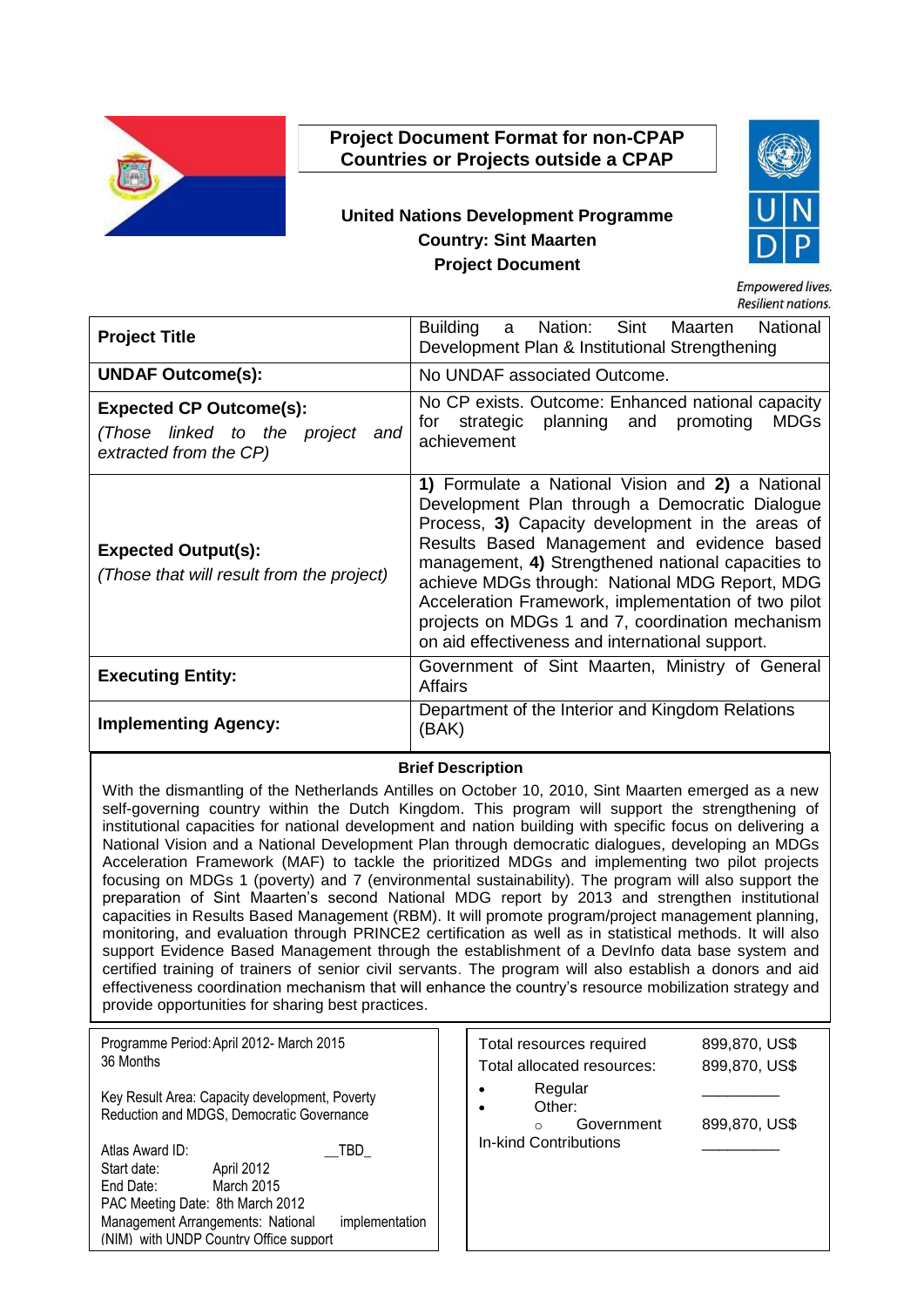**Project Document Format for non-CPAP Countries or Projects outside a CPAP**

**United Nations Development Programme**
**Country: Sint Maarten**
**Project Document**

Empowered lives.
Resilient nations.

| **Project Title** | Building a Nation: Sint Maarten National Development Plan & Institutional Strengthening |
|---|---|
| **UNDAF Outcome(s):** | No UNDAF associated Outcome. |
| **Expected CP Outcome(s):** *(Those linked to the project and extracted from the CP)* | No CP exists. Outcome: Enhanced national capacity for strategic planning and promoting MDGs achievement |
| **Expected Output(s):** *(Those that will result from the project)* | **1)** Formulate a National Vision and **2)** a National Development Plan through a Democratic Dialogue Process, **3)** Capacity development in the areas of Results Based Management and evidence based management, **4)** Strengthened national capacities to achieve MDGs through: National MDG Report, MDG Acceleration Framework, implementation of two pilot projects on MDGs 1 and 7, coordination mechanism on aid effectiveness and international support. |
| **Executing Entity:** | Government of Sint Maarten, Ministry of General Affairs |
| **Implementing Agency:** | Department of the Interior and Kingdom Relations (BAK) |

**Brief Description**

With the dismantling of the Netherlands Antilles on October 10, 2010, Sint Maarten emerged as a new self-governing country within the Dutch Kingdom. This program will support the strengthening of institutional capacities for national development and nation building with specific focus on delivering a National Vision and a National Development Plan through democratic dialogues, developing an MDGs Acceleration Framework (MAF) to tackle the prioritized MDGs and implementing two pilot projects focusing on MDGs 1 (poverty) and 7 (environmental sustainability). The program will also support the preparation of Sint Maarten's second National MDG report by 2013 and strengthen institutional capacities in Results Based Management (RBM). It will promote program/project management planning, monitoring, and evaluation through PRINCE2 certification as well as in statistical methods. It will also support Evidence Based Management through the establishment of a DevInfo data base system and certified training of trainers of senior civil servants. The program will also establish a donors and aid effectiveness coordination mechanism that will enhance the country's resource mobilization strategy and provide opportunities for sharing best practices.

Programme Period: April 2012- March 2015
36 Months

Key Result Area: Capacity development, Poverty Reduction and MDGS, Democratic Governance

Atlas Award ID: __TBD_
Start date: April 2012
End Date: March 2015
PAC Meeting Date: 8th March 2012
Management Arrangements: National implementation (NIM) with UNDP Country Office support

| | |
|---|---|
| Total resources required | 899,870, US$ |
| Total allocated resources: | 899,870, US$ |
| • Regular | _________ |
| • Other: | |
| ○ Government | 899,870, US$ |
| In-kind Contributions | _________ |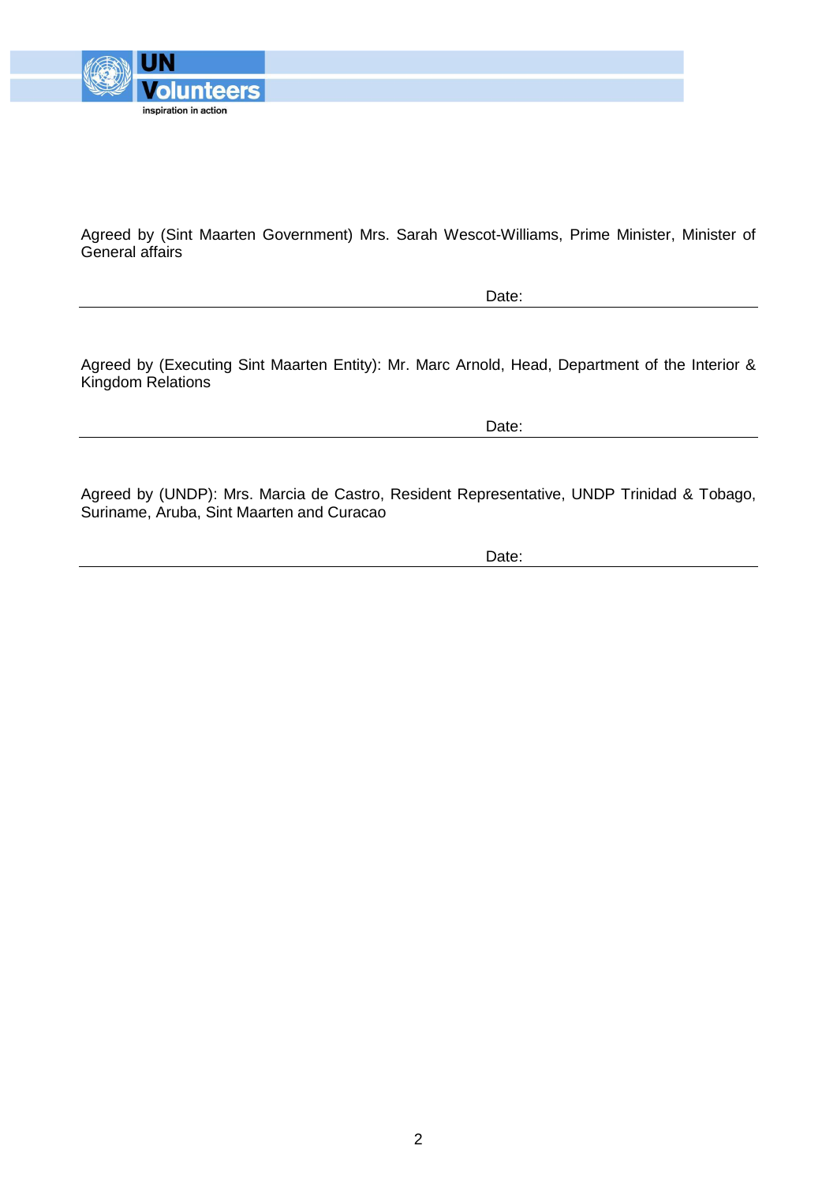Agreed by (Sint Maarten Government) Mrs. Sarah Wescot-Williams, Prime Minister, Minister of General affairs

Date:

---

Agreed by (Executing Sint Maarten Entity): Mr. Marc Arnold, Head, Department of the Interior & Kingdom Relations

Date:

---

Agreed by (UNDP): Mrs. Marcia de Castro, Resident Representative, UNDP Trinidad & Tobago, Suriname, Aruba, Sint Maarten and Curacao

Date:

---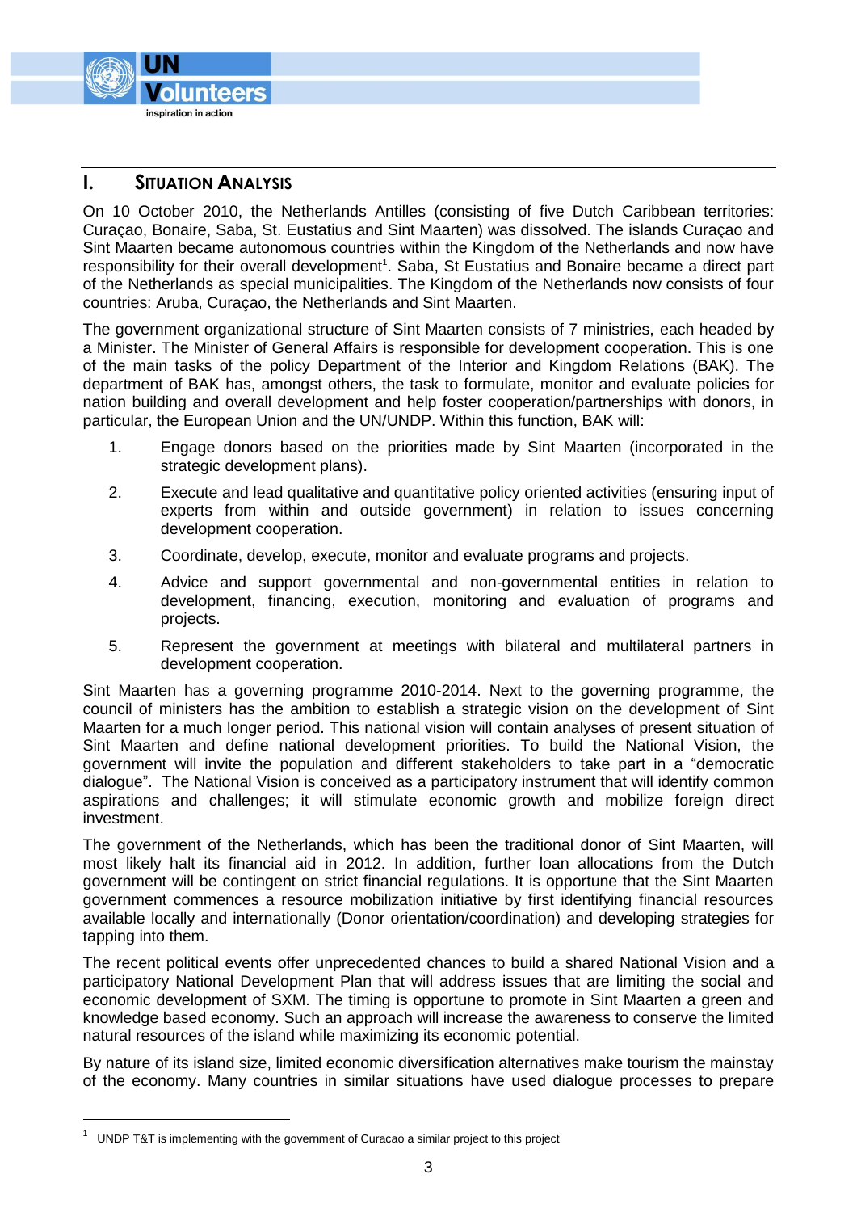# I. Situation Analysis

On 10 October 2010, the Netherlands Antilles (consisting of five Dutch Caribbean territories: Curaçao, Bonaire, Saba, St. Eustatius and Sint Maarten) was dissolved. The islands Curaçao and Sint Maarten became autonomous countries within the Kingdom of the Netherlands and now have responsibility for their overall development[1]. Saba, St Eustatius and Bonaire became a direct part of the Netherlands as special municipalities. The Kingdom of the Netherlands now consists of four countries: Aruba, Curaçao, the Netherlands and Sint Maarten.

The government organizational structure of Sint Maarten consists of 7 ministries, each headed by a Minister. The Minister of General Affairs is responsible for development cooperation. This is one of the main tasks of the policy Department of the Interior and Kingdom Relations (BAK). The department of BAK has, amongst others, the task to formulate, monitor and evaluate policies for nation building and overall development and help foster cooperation/partnerships with donors, in particular, the European Union and the UN/UNDP. Within this function, BAK will:

1. Engage donors based on the priorities made by Sint Maarten (incorporated in the strategic development plans).
2. Execute and lead qualitative and quantitative policy oriented activities (ensuring input of experts from within and outside government) in relation to issues concerning development cooperation.
3. Coordinate, develop, execute, monitor and evaluate programs and projects.
4. Advice and support governmental and non-governmental entities in relation to development, financing, execution, monitoring and evaluation of programs and projects.
5. Represent the government at meetings with bilateral and multilateral partners in development cooperation.

Sint Maarten has a governing programme 2010-2014. Next to the governing programme, the council of ministers has the ambition to establish a strategic vision on the development of Sint Maarten for a much longer period. This national vision will contain analyses of present situation of Sint Maarten and define national development priorities. To build the National Vision, the government will invite the population and different stakeholders to take part in a "democratic dialogue". The National Vision is conceived as a participatory instrument that will identify common aspirations and challenges; it will stimulate economic growth and mobilize foreign direct investment.

The government of the Netherlands, which has been the traditional donor of Sint Maarten, will most likely halt its financial aid in 2012. In addition, further loan allocations from the Dutch government will be contingent on strict financial regulations. It is opportune that the Sint Maarten government commences a resource mobilization initiative by first identifying financial resources available locally and internationally (Donor orientation/coordination) and developing strategies for tapping into them.

The recent political events offer unprecedented chances to build a shared National Vision and a participatory National Development Plan that will address issues that are limiting the social and economic development of SXM. The timing is opportune to promote in Sint Maarten a green and knowledge based economy. Such an approach will increase the awareness to conserve the limited natural resources of the island while maximizing its economic potential.

By nature of its island size, limited economic diversification alternatives make tourism the mainstay of the economy. Many countries in similar situations have used dialogue processes to prepare

---

[1] UNDP T&T is implementing with the government of Curacao a similar project to this project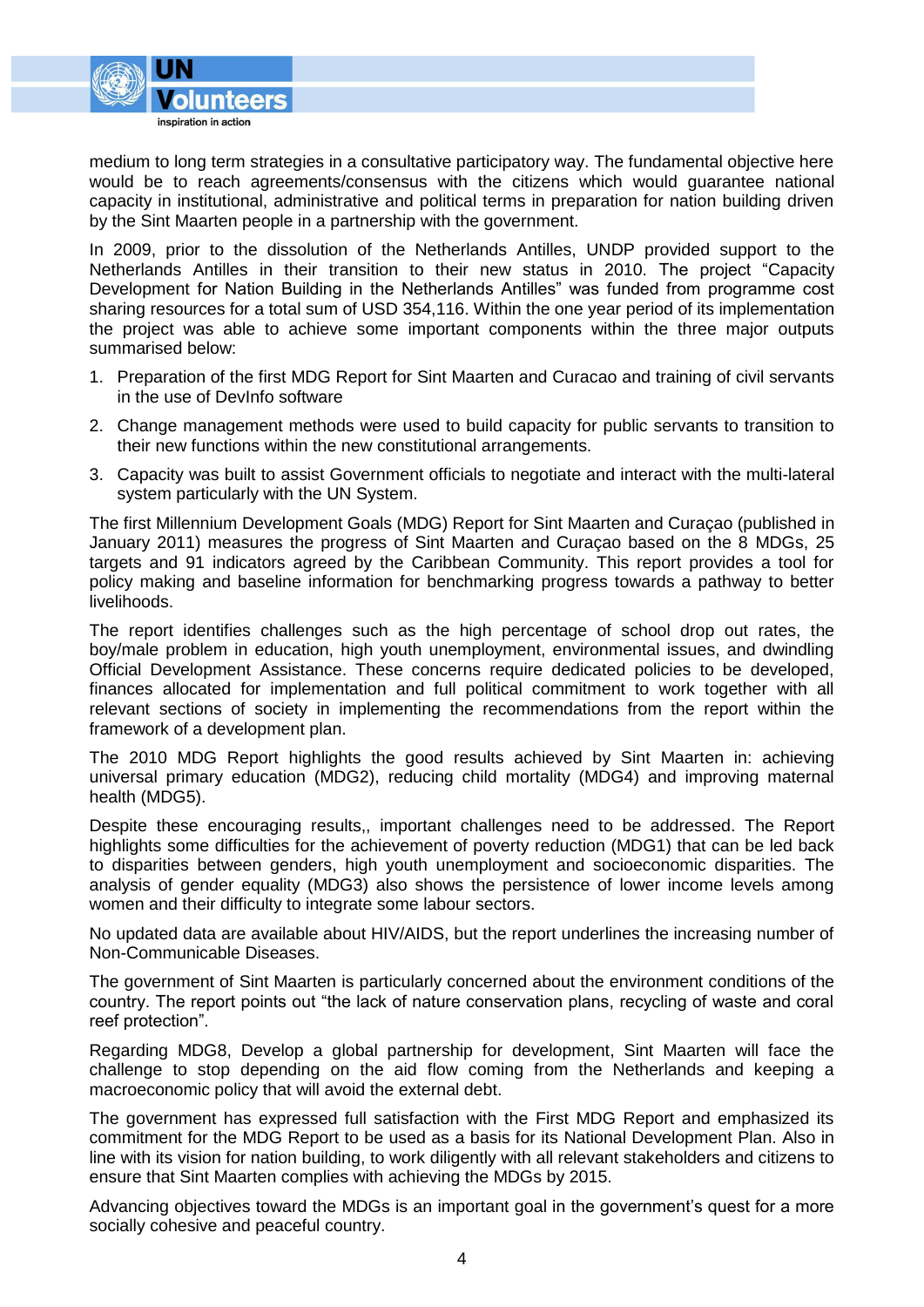medium to long term strategies in a consultative participatory way. The fundamental objective here would be to reach agreements/consensus with the citizens which would guarantee national capacity in institutional, administrative and political terms in preparation for nation building driven by the Sint Maarten people in a partnership with the government.

In 2009, prior to the dissolution of the Netherlands Antilles, UNDP provided support to the Netherlands Antilles in their transition to their new status in 2010. The project "Capacity Development for Nation Building in the Netherlands Antilles" was funded from programme cost sharing resources for a total sum of USD 354,116. Within the one year period of its implementation the project was able to achieve some important components within the three major outputs summarised below:

1. Preparation of the first MDG Report for Sint Maarten and Curacao and training of civil servants in the use of DevInfo software
2. Change management methods were used to build capacity for public servants to transition to their new functions within the new constitutional arrangements.
3. Capacity was built to assist Government officials to negotiate and interact with the multi-lateral system particularly with the UN System.

The first Millennium Development Goals (MDG) Report for Sint Maarten and Curaçao (published in January 2011) measures the progress of Sint Maarten and Curaçao based on the 8 MDGs, 25 targets and 91 indicators agreed by the Caribbean Community. This report provides a tool for policy making and baseline information for benchmarking progress towards a pathway to better livelihoods.

The report identifies challenges such as the high percentage of school drop out rates, the boy/male problem in education, high youth unemployment, environmental issues, and dwindling Official Development Assistance. These concerns require dedicated policies to be developed, finances allocated for implementation and full political commitment to work together with all relevant sections of society in implementing the recommendations from the report within the framework of a development plan.

The 2010 MDG Report highlights the good results achieved by Sint Maarten in: achieving universal primary education (MDG2), reducing child mortality (MDG4) and improving maternal health (MDG5).

Despite these encouraging results,, important challenges need to be addressed. The Report highlights some difficulties for the achievement of poverty reduction (MDG1) that can be led back to disparities between genders, high youth unemployment and socioeconomic disparities. The analysis of gender equality (MDG3) also shows the persistence of lower income levels among women and their difficulty to integrate some labour sectors.

No updated data are available about HIV/AIDS, but the report underlines the increasing number of Non-Communicable Diseases.

The government of Sint Maarten is particularly concerned about the environment conditions of the country. The report points out "the lack of nature conservation plans, recycling of waste and coral reef protection".

Regarding MDG8, Develop a global partnership for development, Sint Maarten will face the challenge to stop depending on the aid flow coming from the Netherlands and keeping a macroeconomic policy that will avoid the external debt.

The government has expressed full satisfaction with the First MDG Report and emphasized its commitment for the MDG Report to be used as a basis for its National Development Plan. Also in line with its vision for nation building, to work diligently with all relevant stakeholders and citizens to ensure that Sint Maarten complies with achieving the MDGs by 2015.

Advancing objectives toward the MDGs is an important goal in the government's quest for a more socially cohesive and peaceful country.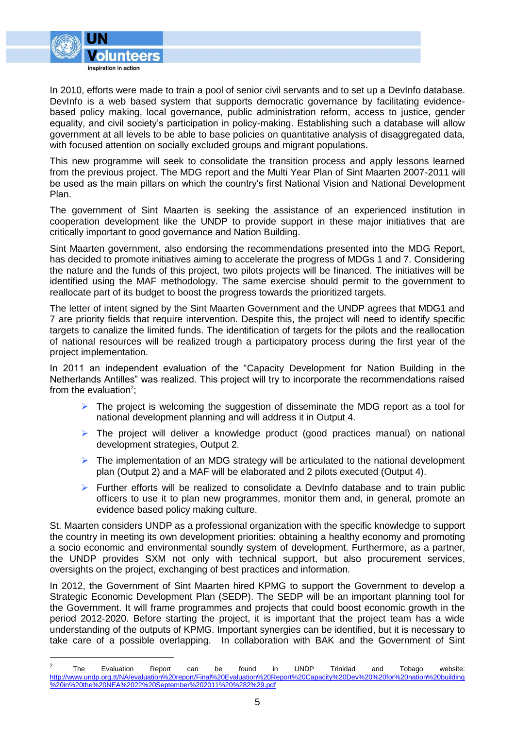In 2010, efforts were made to train a pool of senior civil servants and to set up a DevInfo database. DevInfo is a web based system that supports democratic governance by facilitating evidence-based policy making, local governance, public administration reform, access to justice, gender equality, and civil society's participation in policy-making. Establishing such a database will allow government at all levels to be able to base policies on quantitative analysis of disaggregated data, with focused attention on socially excluded groups and migrant populations.

This new programme will seek to consolidate the transition process and apply lessons learned from the previous project. The MDG report and the Multi Year Plan of Sint Maarten 2007-2011 will be used as the main pillars on which the country's first National Vision and National Development Plan.

The government of Sint Maarten is seeking the assistance of an experienced institution in cooperation development like the UNDP to provide support in these major initiatives that are critically important to good governance and Nation Building.

Sint Maarten government, also endorsing the recommendations presented into the MDG Report, has decided to promote initiatives aiming to accelerate the progress of MDGs 1 and 7. Considering the nature and the funds of this project, two pilots projects will be financed. The initiatives will be identified using the MAF methodology. The same exercise should permit to the government to reallocate part of its budget to boost the progress towards the prioritized targets.

The letter of intent signed by the Sint Maarten Government and the UNDP agrees that MDG1 and 7 are priority fields that require intervention. Despite this, the project will need to identify specific targets to canalize the limited funds. The identification of targets for the pilots and the reallocation of national resources will be realized trough a participatory process during the first year of the project implementation.

In 2011 an independent evaluation of the "Capacity Development for Nation Building in the Netherlands Antilles" was realized. This project will try to incorporate the recommendations raised from the evaluation[2];

- The project is welcoming the suggestion of disseminate the MDG report as a tool for national development planning and will address it in Output 4.
- The project will deliver a knowledge product (good practices manual) on national development strategies, Output 2.
- The implementation of an MDG strategy will be articulated to the national development plan (Output 2) and a MAF will be elaborated and 2 pilots executed (Output 4).
- Further efforts will be realized to consolidate a DevInfo database and to train public officers to use it to plan new programmes, monitor them and, in general, promote an evidence based policy making culture.

St. Maarten considers UNDP as a professional organization with the specific knowledge to support the country in meeting its own development priorities: obtaining a healthy economy and promoting a socio economic and environmental soundly system of development. Furthermore, as a partner, the UNDP provides SXM not only with technical support, but also procurement services, oversights on the project, exchanging of best practices and information.

In 2012, the Government of Sint Maarten hired KPMG to support the Government to develop a Strategic Economic Development Plan (SEDP). The SEDP will be an important planning tool for the Government. It will frame programmes and projects that could boost economic growth in the period 2012-2020. Before starting the project, it is important that the project team has a wide understanding of the outputs of KPMG. Important synergies can be identified, but it is necessary to take care of a possible overlapping. In collaboration with BAK and the Government of Sint

---

[2] The Evaluation Report can be found in UNDP Trinidad and Tobago website: http://www.undp.org.tt/NA/evaluation%20report/Final%20Evaluation%20Report%20Capacity%20Dev%20%20for%20nation%20building%20in%20the%20NEA%2022%20September%202011%20%282%29.pdf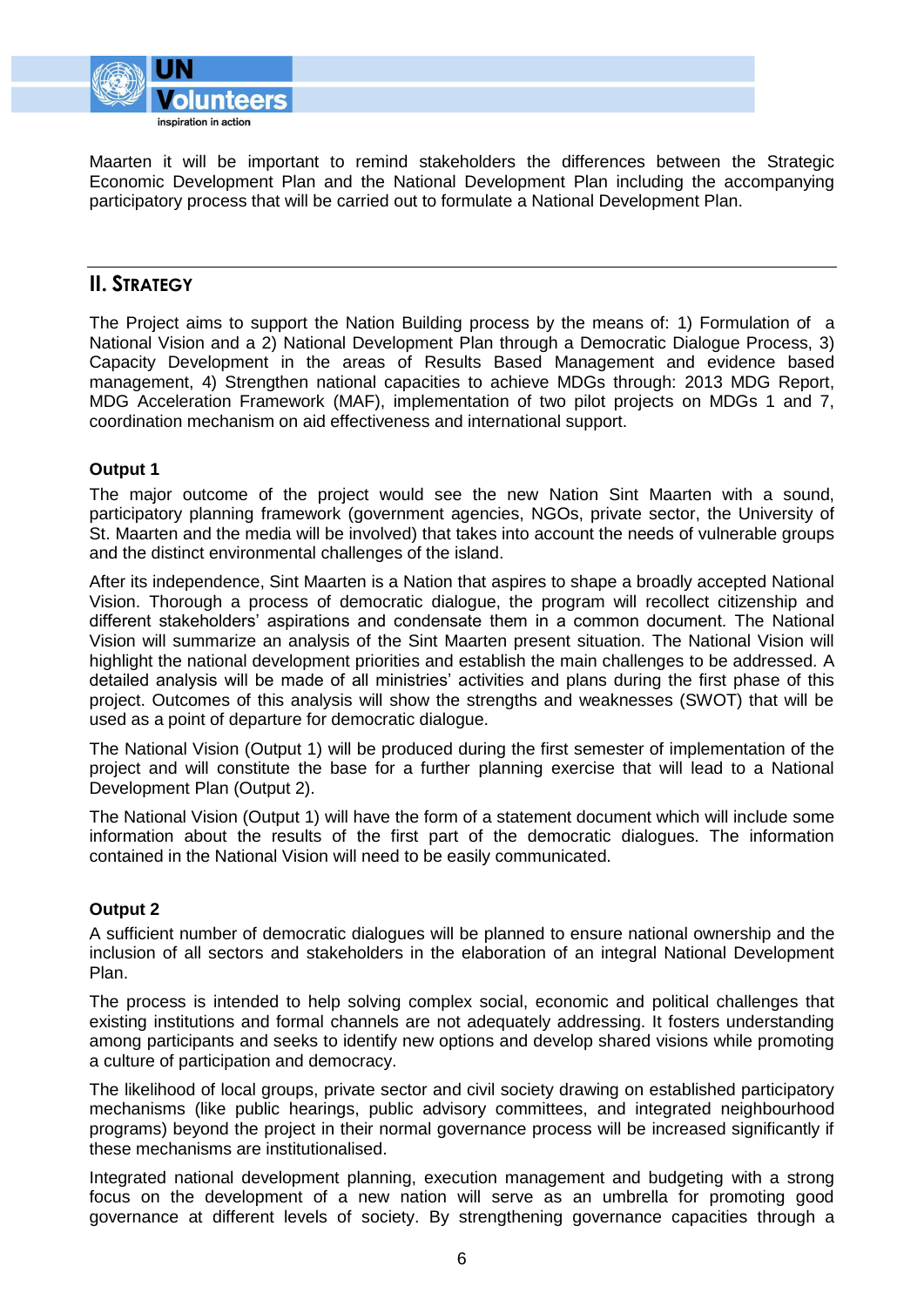Maarten it will be important to remind stakeholders the differences between the Strategic Economic Development Plan and the National Development Plan including the accompanying participatory process that will be carried out to formulate a National Development Plan.

## II. STRATEGY

The Project aims to support the Nation Building process by the means of: 1) Formulation of a National Vision and a 2) National Development Plan through a Democratic Dialogue Process, 3) Capacity Development in the areas of Results Based Management and evidence based management, 4) Strengthen national capacities to achieve MDGs through: 2013 MDG Report, MDG Acceleration Framework (MAF), implementation of two pilot projects on MDGs 1 and 7, coordination mechanism on aid effectiveness and international support.

**Output 1**

The major outcome of the project would see the new Nation Sint Maarten with a sound, participatory planning framework (government agencies, NGOs, private sector, the University of St. Maarten and the media will be involved) that takes into account the needs of vulnerable groups and the distinct environmental challenges of the island.

After its independence, Sint Maarten is a Nation that aspires to shape a broadly accepted National Vision. Thorough a process of democratic dialogue, the program will recollect citizenship and different stakeholders' aspirations and condensate them in a common document. The National Vision will summarize an analysis of the Sint Maarten present situation. The National Vision will highlight the national development priorities and establish the main challenges to be addressed. A detailed analysis will be made of all ministries' activities and plans during the first phase of this project. Outcomes of this analysis will show the strengths and weaknesses (SWOT) that will be used as a point of departure for democratic dialogue.

The National Vision (Output 1) will be produced during the first semester of implementation of the project and will constitute the base for a further planning exercise that will lead to a National Development Plan (Output 2).

The National Vision (Output 1) will have the form of a statement document which will include some information about the results of the first part of the democratic dialogues. The information contained in the National Vision will need to be easily communicated.

**Output 2**

A sufficient number of democratic dialogues will be planned to ensure national ownership and the inclusion of all sectors and stakeholders in the elaboration of an integral National Development Plan.

The process is intended to help solving complex social, economic and political challenges that existing institutions and formal channels are not adequately addressing. It fosters understanding among participants and seeks to identify new options and develop shared visions while promoting a culture of participation and democracy.

The likelihood of local groups, private sector and civil society drawing on established participatory mechanisms (like public hearings, public advisory committees, and integrated neighbourhood programs) beyond the project in their normal governance process will be increased significantly if these mechanisms are institutionalised.

Integrated national development planning, execution management and budgeting with a strong focus on the development of a new nation will serve as an umbrella for promoting good governance at different levels of society. By strengthening governance capacities through a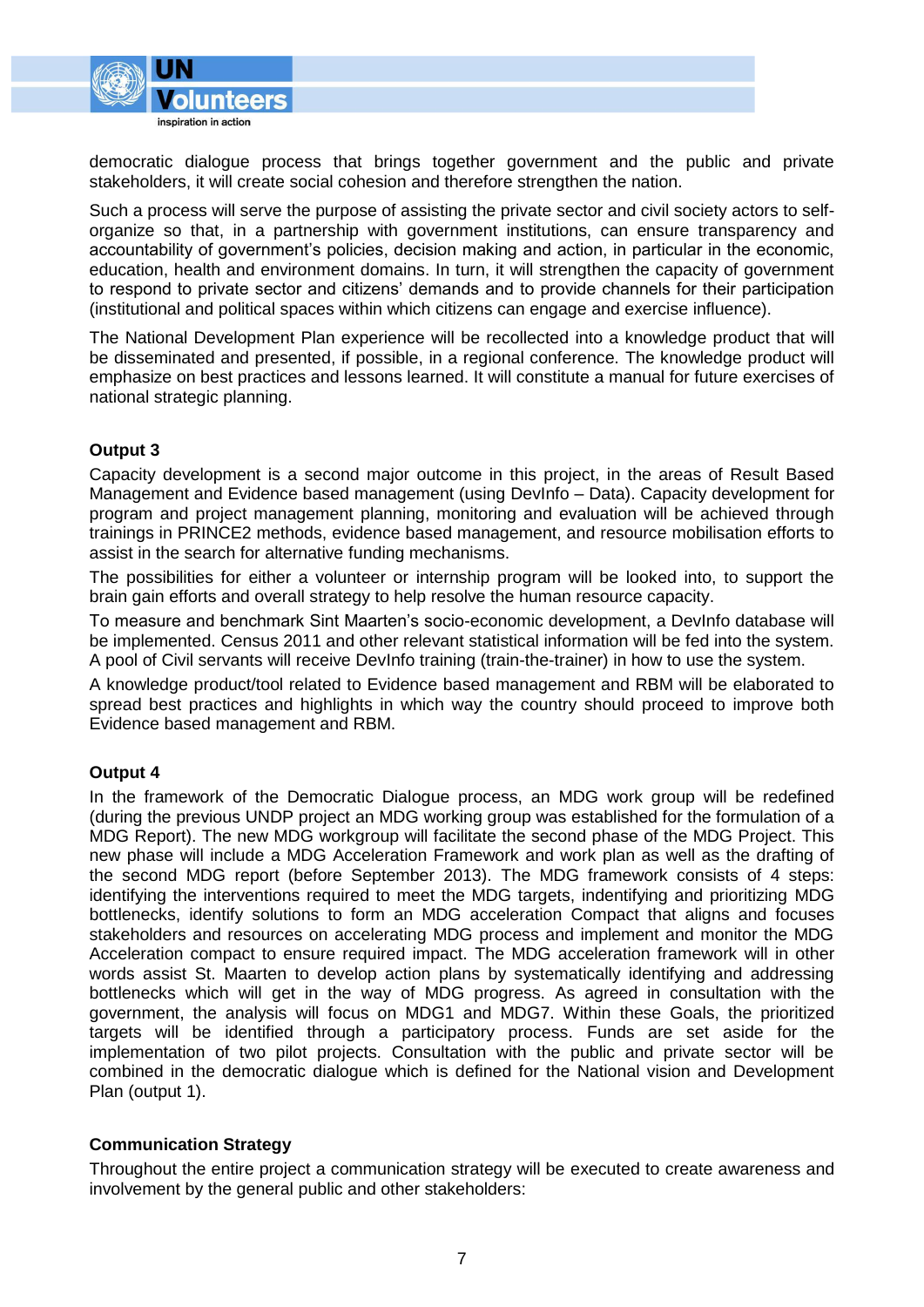democratic dialogue process that brings together government and the public and private stakeholders, it will create social cohesion and therefore strengthen the nation.

Such a process will serve the purpose of assisting the private sector and civil society actors to self-organize so that, in a partnership with government institutions, can ensure transparency and accountability of government's policies, decision making and action, in particular in the economic, education, health and environment domains. In turn, it will strengthen the capacity of government to respond to private sector and citizens' demands and to provide channels for their participation (institutional and political spaces within which citizens can engage and exercise influence).

The National Development Plan experience will be recollected into a knowledge product that will be disseminated and presented, if possible, in a regional conference. The knowledge product will emphasize on best practices and lessons learned. It will constitute a manual for future exercises of national strategic planning.

**Output 3**

Capacity development is a second major outcome in this project, in the areas of Result Based Management and Evidence based management (using DevInfo – Data). Capacity development for program and project management planning, monitoring and evaluation will be achieved through trainings in PRINCE2 methods, evidence based management, and resource mobilisation efforts to assist in the search for alternative funding mechanisms.

The possibilities for either a volunteer or internship program will be looked into, to support the brain gain efforts and overall strategy to help resolve the human resource capacity.

To measure and benchmark Sint Maarten's socio-economic development, a DevInfo database will be implemented. Census 2011 and other relevant statistical information will be fed into the system. A pool of Civil servants will receive DevInfo training (train-the-trainer) in how to use the system.

A knowledge product/tool related to Evidence based management and RBM will be elaborated to spread best practices and highlights in which way the country should proceed to improve both Evidence based management and RBM.

**Output 4**

In the framework of the Democratic Dialogue process, an MDG work group will be redefined (during the previous UNDP project an MDG working group was established for the formulation of a MDG Report). The new MDG workgroup will facilitate the second phase of the MDG Project. This new phase will include a MDG Acceleration Framework and work plan as well as the drafting of the second MDG report (before September 2013). The MDG framework consists of 4 steps: identifying the interventions required to meet the MDG targets, indentifying and prioritizing MDG bottlenecks, identify solutions to form an MDG acceleration Compact that aligns and focuses stakeholders and resources on accelerating MDG process and implement and monitor the MDG Acceleration compact to ensure required impact. The MDG acceleration framework will in other words assist St. Maarten to develop action plans by systematically identifying and addressing bottlenecks which will get in the way of MDG progress. As agreed in consultation with the government, the analysis will focus on MDG1 and MDG7. Within these Goals, the prioritized targets will be identified through a participatory process. Funds are set aside for the implementation of two pilot projects. Consultation with the public and private sector will be combined in the democratic dialogue which is defined for the National vision and Development Plan (output 1).

**Communication Strategy**

Throughout the entire project a communication strategy will be executed to create awareness and involvement by the general public and other stakeholders: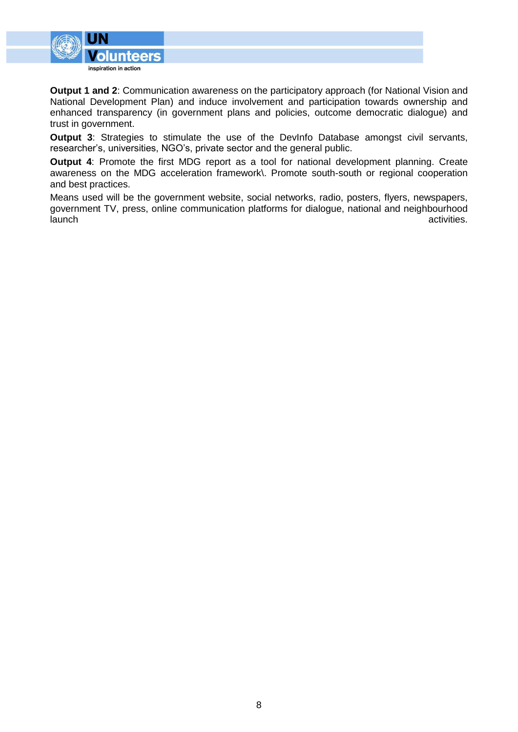**Output 1 and 2**: Communication awareness on the participatory approach (for National Vision and National Development Plan) and induce involvement and participation towards ownership and enhanced transparency (in government plans and policies, outcome democratic dialogue) and trust in government.

**Output 3**: Strategies to stimulate the use of the DevInfo Database amongst civil servants, researcher's, universities, NGO's, private sector and the general public.

**Output 4**: Promote the first MDG report as a tool for national development planning. Create awareness on the MDG acceleration framework\. Promote south-south or regional cooperation and best practices.

Means used will be the government website, social networks, radio, posters, flyers, newspapers, government TV, press, online communication platforms for dialogue, national and neighbourhood launch activities.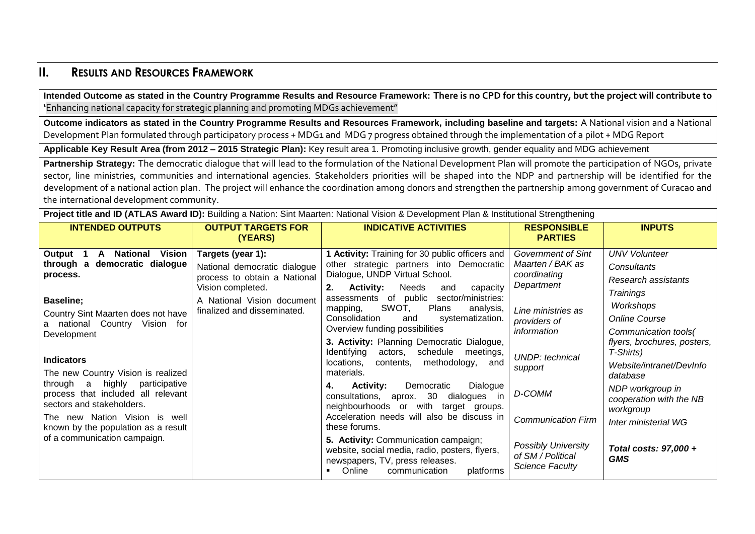## II. Results and Resources Framework

**Intended Outcome as stated in the Country Programme Results and Resource Framework: There is no CPD for this country, but the project will contribute to '**Enhancing national capacity for strategic planning and promoting MDGs achievement"

**Outcome indicators as stated in the Country Programme Results and Resources Framework, including baseline and targets:** A National vision and a National Development Plan formulated through participatory process + MDG1 and MDG 7 progress obtained through the implementation of a pilot + MDG Report

**Applicable Key Result Area (from 2012 – 2015 Strategic Plan):** Key result area 1. Promoting inclusive growth, gender equality and MDG achievement

**Partnership Strategy:** The democratic dialogue that will lead to the formulation of the National Development Plan will promote the participation of NGOs, private sector, line ministries, communities and international agencies. Stakeholders priorities will be shaped into the NDP and partnership will be identified for the development of a national action plan. The project will enhance the coordination among donors and strengthen the partnership among government of Curacao and the international development community.

**Project title and ID (ATLAS Award ID):** Building a Nation: Sint Maarten: National Vision & Development Plan & Institutional Strengthening

| INTENDED OUTPUTS | OUTPUT TARGETS FOR (YEARS) | INDICATIVE ACTIVITIES | RESPONSIBLE PARTIES | INPUTS |
|---|---|---|---|---|
| **Output 1 A National Vision through a democratic dialogue process.**<br><br>**Baseline;**<br>Country Sint Maarten does not have a national Country Vision for Development<br><br>**Indicators**<br>The new Country Vision is realized through a highly participative process that included all relevant sectors and stakeholders.<br>The new Nation Vision is well known by the population as a result of a communication campaign. | **Targets (year 1):**<br>National democratic dialogue process to obtain a National Vision completed.<br>A National Vision document finalized and disseminated. | **1 Activity:** Training for 30 public officers and other strategic partners into Democratic Dialogue, UNDP Virtual School.<br>**2. Activity:** Needs and capacity assessments of public sector/ministries: mapping, SWOT, Plans analysis, Consolidation and systematization. Overview funding possibilities<br>**3. Activity:** Planning Democratic Dialogue, Identifying actors, schedule meetings, locations, contents, methodology, and materials.<br>**4. Activity:** Democratic Dialogue consultations, aprox. 30 dialogues in neighbourhoods or with target groups. Acceleration needs will also be discuss in these forums.<br>**5. Activity:** Communication campaign; website, social media, radio, posters, flyers, newspapers, TV, press releases.<br>▪ Online communication platforms | *Government of Sint Maarten / BAK as coordinating Department*<br><br>*Line ministries as providers of information*<br><br>*UNDP: technical support*<br><br>*D-COMM*<br><br>*Communication Firm*<br><br>*Possibly University of SM / Political Science Faculty* | *UNV Volunteer*<br>*Consultants*<br>*Research assistants*<br>*Trainings*<br>*Workshops*<br>*Online Course*<br>*Communication tools( flyers, brochures, posters, T-Shirts)*<br>*Website/intranet/DevInfo database*<br>*NDP workgroup in cooperation with the NB workgroup*<br>*Inter ministerial WG*<br><br>***Total costs: 97,000 + GMS*** |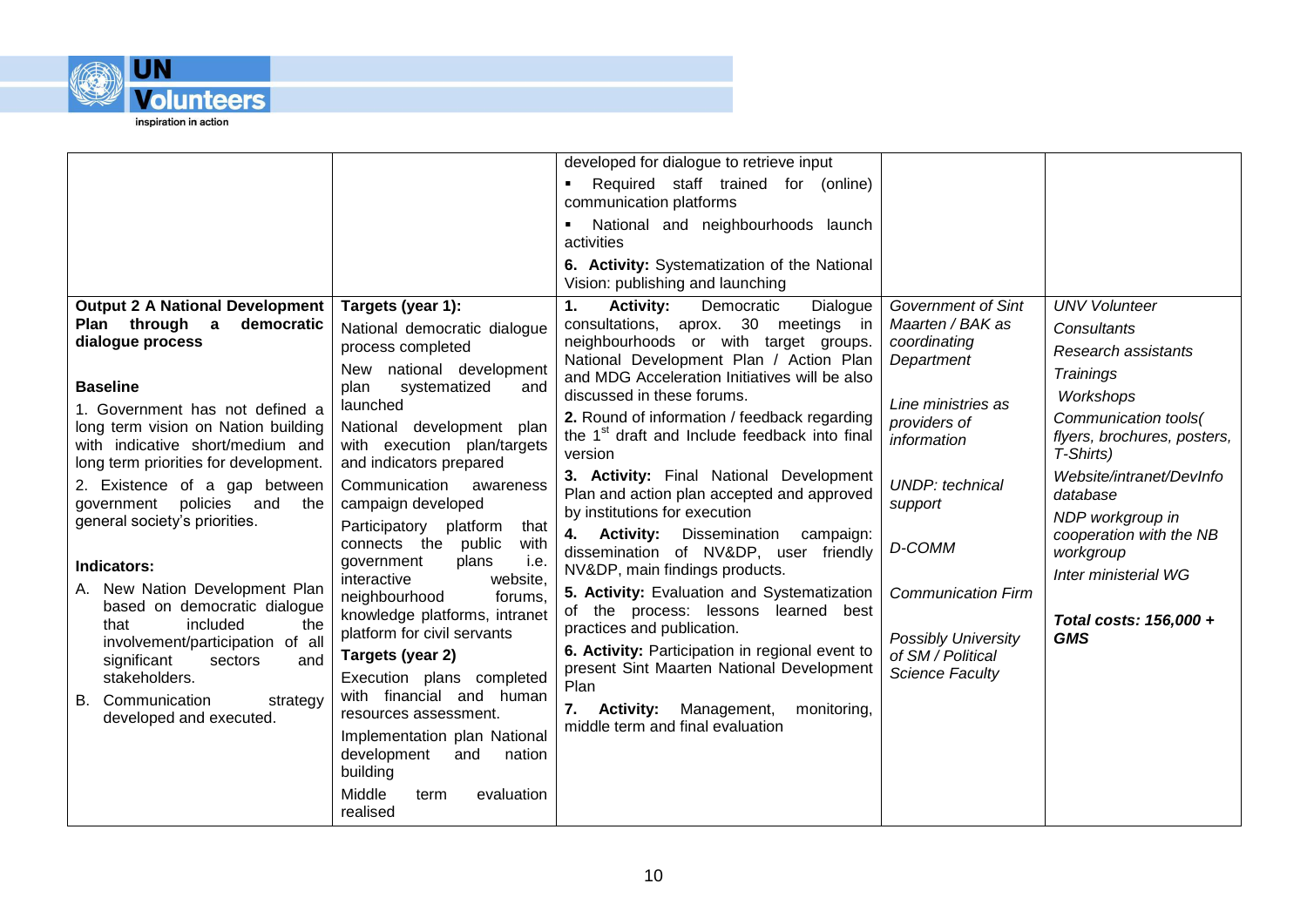| | | | | |
|---|---|---|---|---|
| | | developed for dialogue to retrieve input<br>▪ Required staff trained for (online) communication platforms<br>▪ National and neighbourhoods launch activities<br>**6. Activity:** Systematization of the National Vision: publishing and launching | | |
| **Output 2 A National Development Plan through a democratic dialogue process**<br><br>**Baseline**<br>1. Government has not defined a long term vision on Nation building with indicative short/medium and long term priorities for development.<br>2. Existence of a gap between government policies and the general society's priorities.<br><br>**Indicators:**<br>A. New Nation Development Plan based on democratic dialogue that included the involvement/participation of all significant sectors and stakeholders.<br>B. Communication strategy developed and executed. | **Targets (year 1):**<br>National democratic dialogue process completed<br>New national development plan systematized and launched<br>National development plan with execution plan/targets and indicators prepared<br>Communication awareness campaign developed<br>Participatory platform that connects the public with government plans i.e. interactive website, neighbourhood forums, knowledge platforms, intranet platform for civil servants<br>**Targets (year 2)**<br>Execution plans completed with financial and human resources assessment.<br>Implementation plan National development and nation building<br>Middle term evaluation realised | **1. Activity:** Democratic Dialogue consultations, aprox. 30 meetings in neighbourhoods or with target groups. National Development Plan / Action Plan and MDG Acceleration Initiatives will be also discussed in these forums.<br>**2.** Round of information / feedback regarding the 1st draft and Include feedback into final version<br>**3. Activity:** Final National Development Plan and action plan accepted and approved by institutions for execution<br>**4. Activity:** Dissemination campaign: dissemination of NV&DP, user friendly NV&DP, main findings products.<br>**5. Activity:** Evaluation and Systematization of the process: lessons learned best practices and publication.<br>**6. Activity:** Participation in regional event to present Sint Maarten National Development Plan<br>**7. Activity:** Management, monitoring, middle term and final evaluation | *Government of Sint Maarten / BAK as coordinating Department*<br><br>*Line ministries as providers of information*<br><br>*UNDP: technical support*<br><br>*D-COMM*<br><br>*Communication Firm*<br><br>*Possibly University of SM / Political Science Faculty* | *UNV Volunteer*<br>*Consultants*<br>*Research assistants*<br>*Trainings*<br>*Workshops*<br>*Communication tools( flyers, brochures, posters, T-Shirts)*<br>*Website/intranet/DevInfo database*<br>*NDP workgroup in cooperation with the NB workgroup*<br>*Inter ministerial WG*<br><br>***Total costs: 156,000 + GMS*** |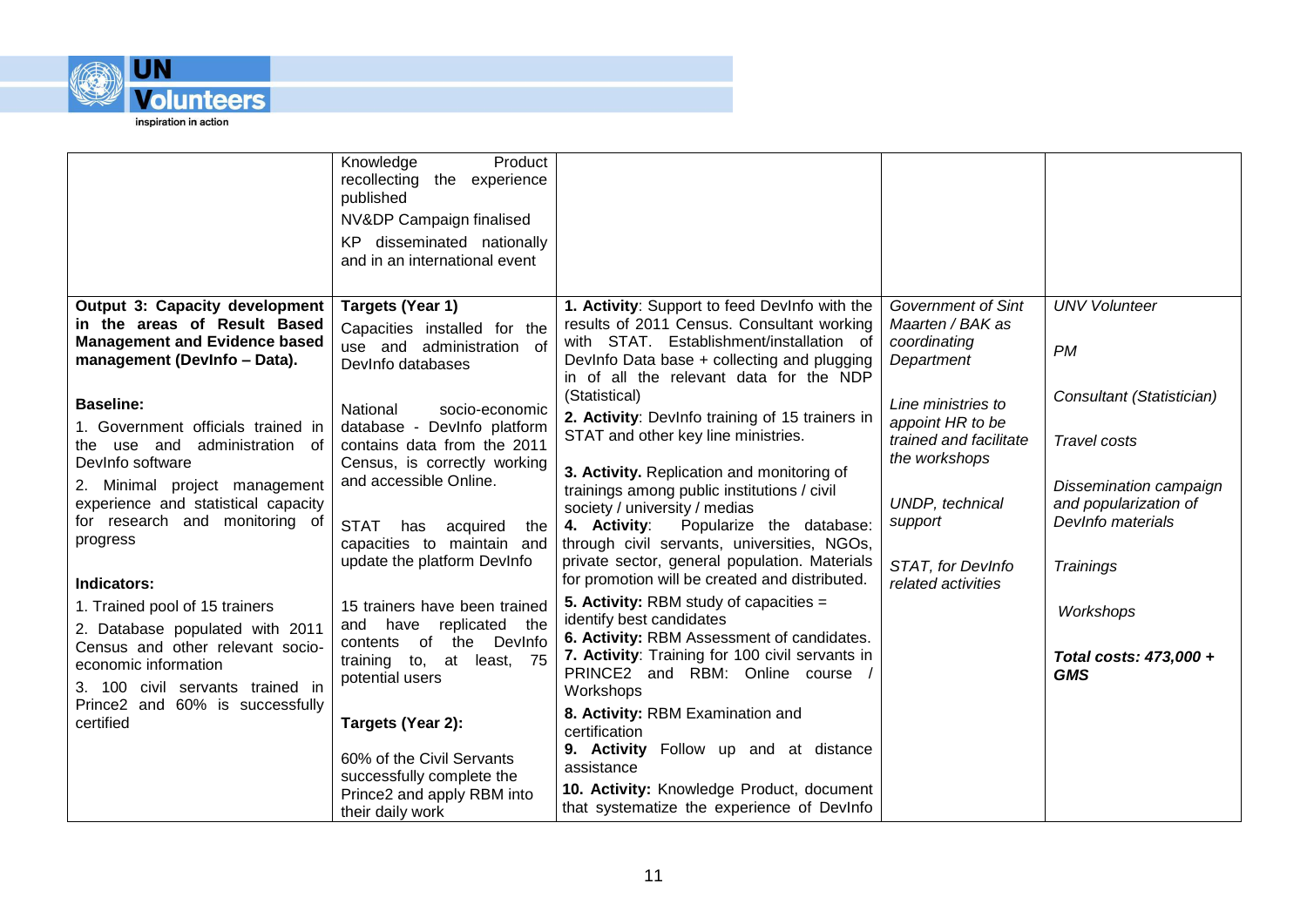| | | | | |
|---|---|---|---|---|
| | Knowledge Product recollecting the experience published<br>NV&DP Campaign finalised<br>KP disseminated nationally and in an international event | | | |
| **Output 3: Capacity development in the areas of Result Based Management and Evidence based management (DevInfo – Data).**<br><br>**Baseline:**<br>1. Government officials trained in the use and administration of DevInfo software<br>2. Minimal project management experience and statistical capacity for research and monitoring of progress<br><br>**Indicators:**<br>1. Trained pool of 15 trainers<br>2. Database populated with 2011 Census and other relevant socio-economic information<br>3. 100 civil servants trained in Prince2 and 60% is successfully certified | **Targets (Year 1)**<br>Capacities installed for the use and administration of DevInfo databases<br><br>National socio-economic database - DevInfo platform contains data from the 2011 Census, is correctly working and accessible Online.<br><br>STAT has acquired the capacities to maintain and update the platform DevInfo<br><br>15 trainers have been trained and have replicated the contents of the DevInfo training to, at least, 75 potential users<br><br>**Targets (Year 2):**<br><br>60% of the Civil Servants successfully complete the Prince2 and apply RBM into their daily work | **1. Activity**: Support to feed DevInfo with the results of 2011 Census. Consultant working with STAT. Establishment/installation of DevInfo Data base + collecting and plugging in of all the relevant data for the NDP (Statistical)<br>**2. Activity**: DevInfo training of 15 trainers in STAT and other key line ministries.<br>**3. Activity.** Replication and monitoring of trainings among public institutions / civil society / university / medias<br>**4. Activity**: Popularize the database: through civil servants, universities, NGOs, private sector, general population. Materials for promotion will be created and distributed.<br>**5. Activity:** RBM study of capacities = identify best candidates<br>**6. Activity:** RBM Assessment of candidates.<br>**7. Activity**: Training for 100 civil servants in PRINCE2 and RBM: Online course / Workshops<br>**8. Activity:** RBM Examination and certification<br>**9. Activity** Follow up and at distance assistance<br>**10. Activity:** Knowledge Product, document that systematize the experience of DevInfo | *Government of Sint Maarten / BAK as coordinating Department*<br><br>*Line ministries to appoint HR to be trained and facilitate the workshops*<br><br>*UNDP, technical support*<br><br>*STAT, for DevInfo related activities* | *UNV Volunteer*<br><br>*PM*<br><br>*Consultant (Statistician)*<br><br>*Travel costs*<br><br>*Dissemination campaign and popularization of DevInfo materials*<br><br>*Trainings*<br><br>*Workshops*<br><br>***Total costs: 473,000 + GMS*** |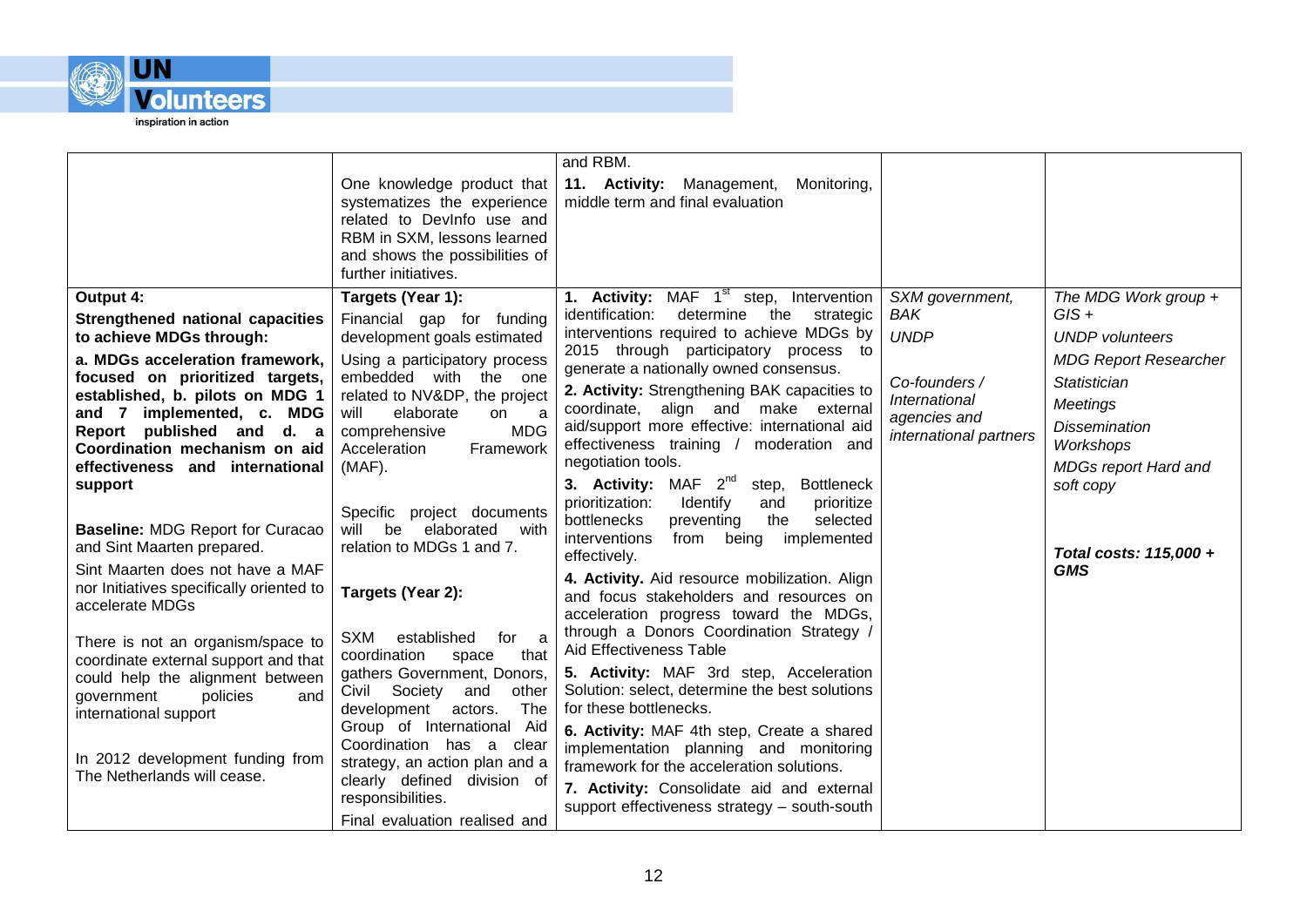| | | | | |
|---|---|---|---|---|
| | One knowledge product that systematizes the experience related to DevInfo use and RBM in SXM, lessons learned and shows the possibilities of further initiatives. | and RBM.<br>**11. Activity:** Management, Monitoring, middle term and final evaluation | | |
| **Output 4:**<br>**Strengthened national capacities to achieve MDGs through:**<br>**a. MDGs acceleration framework, focused on prioritized targets, established, b. pilots on MDG 1 and 7 implemented, c. MDG Report published and d. a Coordination mechanism on aid effectiveness and international support**<br><br>**Baseline:** MDG Report for Curacao and Sint Maarten prepared.<br>Sint Maarten does not have a MAF nor Initiatives specifically oriented to accelerate MDGs<br><br>There is not an organism/space to coordinate external support and that could help the alignment between government policies and international support<br><br>In 2012 development funding from The Netherlands will cease. | **Targets (Year 1):**<br>Financial gap for funding development goals estimated<br>Using a participatory process embedded with the one related to NV&DP, the project will elaborate on a comprehensive MDG Acceleration Framework (MAF).<br><br>Specific project documents will be elaborated with relation to MDGs 1 and 7.<br><br>**Targets (Year 2):**<br><br>SXM established for a coordination space that gathers Government, Donors, Civil Society and other development actors. The Group of International Aid Coordination has a clear strategy, an action plan and a clearly defined division of responsibilities.<br>Final evaluation realised and | **1. Activity:** MAF 1st step, Intervention identification: determine the strategic interventions required to achieve MDGs by 2015 through participatory process to generate a nationally owned consensus.<br>**2. Activity:** Strengthening BAK capacities to coordinate, align and make external aid/support more effective: international aid effectiveness training / moderation and negotiation tools.<br>**3. Activity:** MAF 2nd step, Bottleneck prioritization: Identify and prioritize bottlenecks preventing the selected interventions from being implemented effectively.<br>**4. Activity.** Aid resource mobilization. Align and focus stakeholders and resources on acceleration progress toward the MDGs, through a Donors Coordination Strategy / Aid Effectiveness Table<br>**5. Activity:** MAF 3rd step, Acceleration Solution: select, determine the best solutions for these bottlenecks.<br>**6. Activity:** MAF 4th step, Create a shared implementation planning and monitoring framework for the acceleration solutions.<br>**7. Activity:** Consolidate aid and external support effectiveness strategy – south-south | *SXM government, BAK*<br>*UNDP*<br><br>*Co-founders / International agencies and international partners* | *The MDG Work group + GIS +*<br>*UNDP volunteers*<br>*MDG Report Researcher*<br>*Statistician*<br>*Meetings*<br>*Dissemination Workshops*<br>*MDGs report Hard and soft copy*<br><br>***Total costs: 115,000 + GMS*** |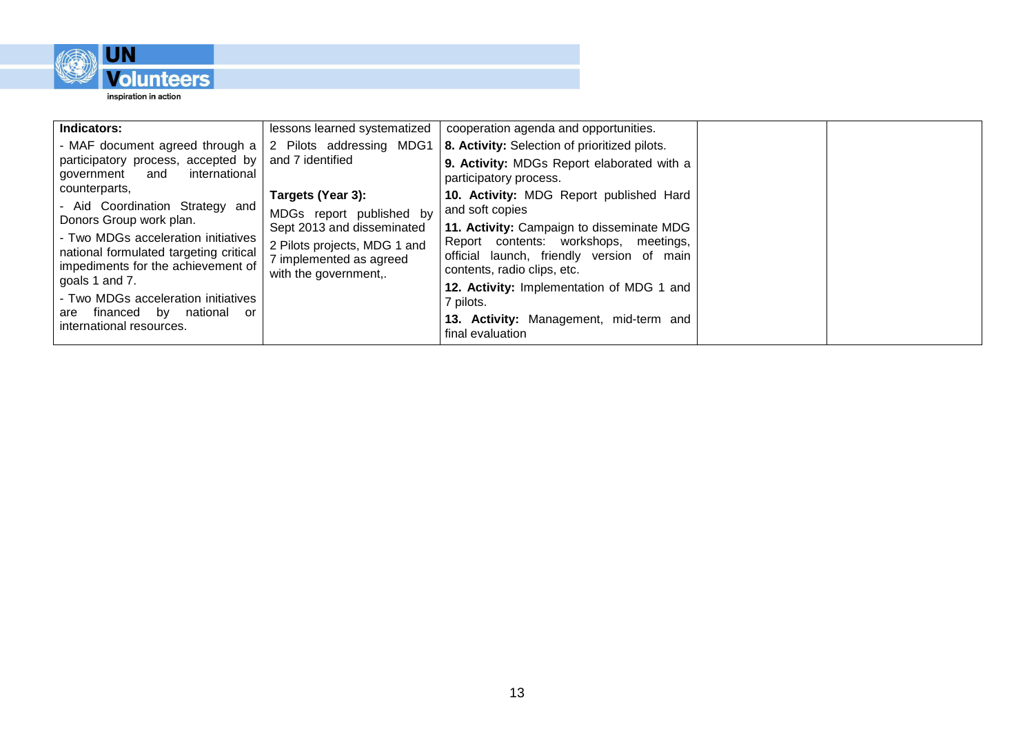| Indicators:<br>- MAF document agreed through a participatory process, accepted by government and international counterparts,<br>- Aid Coordination Strategy and Donors Group work plan.<br>- Two MDGs acceleration initiatives national formulated targeting critical impediments for the achievement of goals 1 and 7.<br>- Two MDGs acceleration initiatives are financed by national or international resources. | lessons learned systematized<br>2 Pilots addressing MDG1 and 7 identified<br><br>**Targets (Year 3):**<br>MDGs report published by Sept 2013 and disseminated<br>2 Pilots projects, MDG 1 and 7 implemented as agreed with the government,. | cooperation agenda and opportunities.<br>**8. Activity:** Selection of prioritized pilots.<br>**9. Activity:** MDGs Report elaborated with a participatory process.<br>**10. Activity:** MDG Report published Hard and soft copies<br>**11. Activity:** Campaign to disseminate MDG Report contents: workshops, meetings, official launch, friendly version of main contents, radio clips, etc.<br>**12. Activity:** Implementation of MDG 1 and 7 pilots.<br>**13. Activity:** Management, mid-term and final evaluation | | |
|---|---|---|---|---|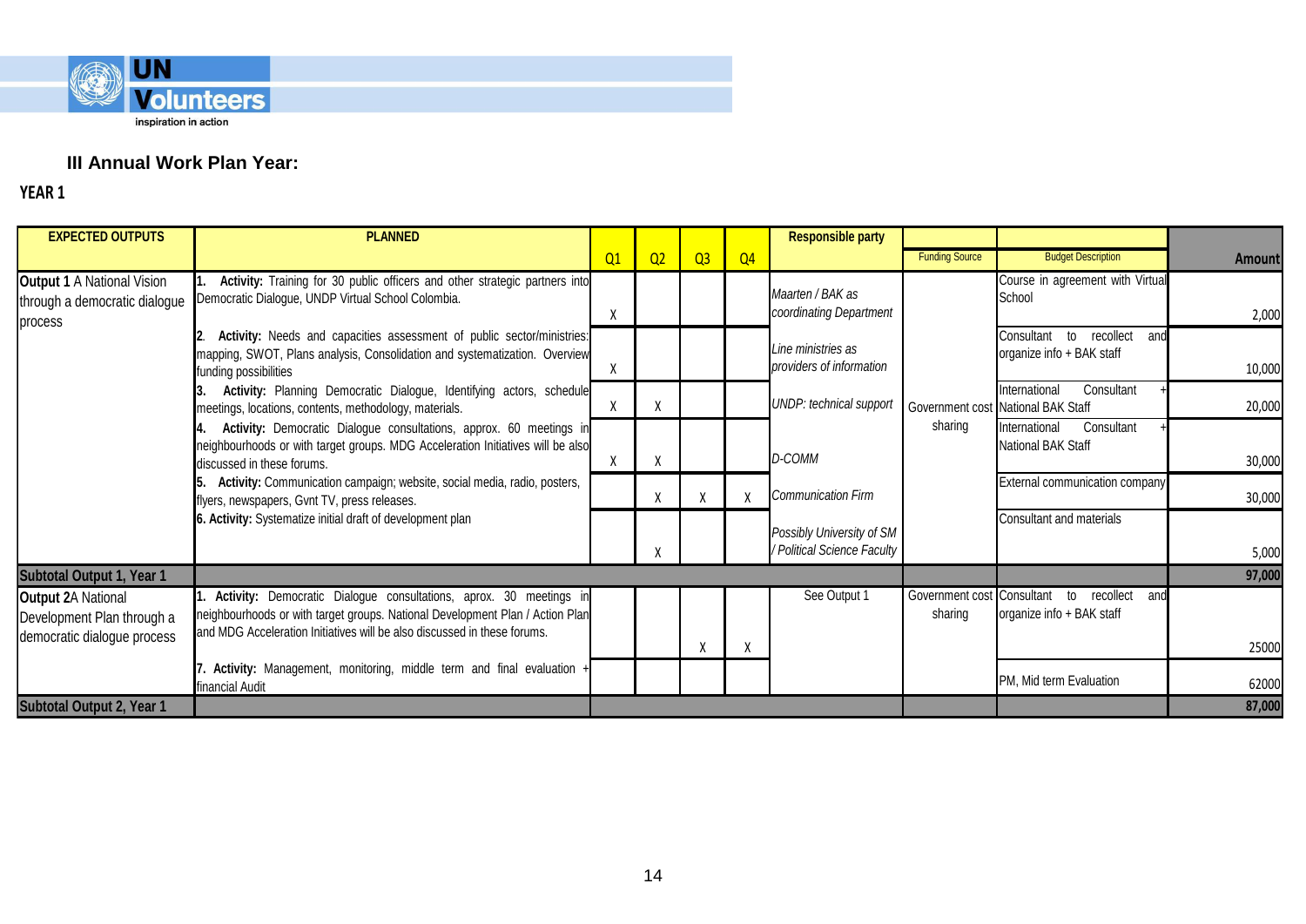### III Annual Work Plan Year:

**YEAR 1**

| EXPECTED OUTPUTS | PLANNED | Q1 | Q2 | Q3 | Q4 | Responsible party | Funding Source | Budget Description | Amount |
|---|---|---|---|---|---|---|---|---|---|
| **Output 1** A National Vision through a democratic dialogue process | 1. **Activity:** Training for 30 public officers and other strategic partners into Democratic Dialogue, UNDP Virtual School Colombia. | X | | | | *Maarten / BAK as coordinating Department* | Government cost sharing | Course in agreement with Virtual School | 2,000 |
| | 2. **Activity:** Needs and capacities assessment of public sector/ministries: mapping, SWOT, Plans analysis, Consolidation and systematization. Overview funding possibilities | X | | | | *Line ministries as providers of information* | | Consultant to recollect and organize info + BAK staff | 10,000 |
| | 3. **Activity:** Planning Democratic Dialogue, Identifying actors, schedule meetings, locations, contents, methodology, materials. | X | X | | | *UNDP: technical support* | | International Consultant + National BAK Staff | 20,000 |
| | 4. **Activity:** Democratic Dialogue consultations, approx. 60 meetings in neighbourhoods or with target groups. MDG Acceleration Initiatives will be also discussed in these forums. | X | X | | | *D-COMM* | | International Consultant + National BAK Staff | 30,000 |
| | 5. **Activity:** Communication campaign; website, social media, radio, posters, flyers, newspapers, Gvnt TV, press releases. | | X | X | X | *Communication Firm* | | External communication company | 30,000 |
| | **6. Activity:** Systematize initial draft of development plan | | X | | | *Possibly University of SM / Political Science Faculty* | | Consultant and materials | 5,000 |
| **Subtotal Output 1, Year 1** | | | | | | | | | **97,000** |
| **Output 2**A National Development Plan through a democratic dialogue process | 1. **Activity:** Democratic Dialogue consultations, aprox. 30 meetings in neighbourhoods or with target groups. National Development Plan / Action Plan and MDG Acceleration Initiatives will be also discussed in these forums. | | | X | X | See Output 1 | Government cost sharing | Consultant to recollect and organize info + BAK staff | 25000 |
| | 7. **Activity:** Management, monitoring, middle term and final evaluation + financial Audit | | | | | | | PM, Mid term Evaluation | 62000 |
| **Subtotal Output 2, Year 1** | | | | | | | | | **87,000** |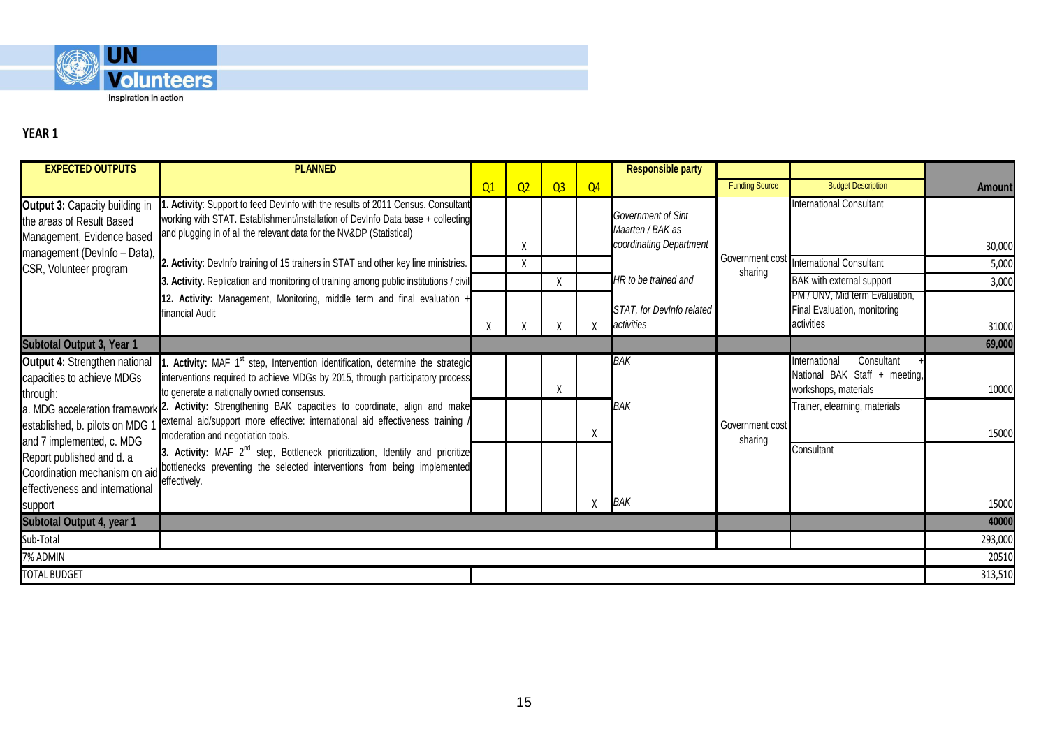UN Volunteers
inspiration in action

## YEAR 1

| EXPECTED OUTPUTS | PLANNED | Q1 | Q2 | Q3 | Q4 | Responsible party | Funding Source | Budget Description | Amount |
|---|---|---|---|---|---|---|---|---|---|
| **Output 3:** Capacity building in the areas of Result Based Management, Evidence based management (DevInfo – Data), CSR, Volunteer program | **1. Activity**: Support to feed DevInfo with the results of 2011 Census. Consultant working with STAT. Establishment/installation of DevInfo Data base + collecting and plugging in of all the relevant data for the NV&DP (Statistical) | | X | | | *Government of Sint Maarten / BAK as coordinating Department* | Government cost sharing | International Consultant | 30,000 |
| | **2. Activity**: DevInfo training of 15 trainers in STAT and other key line ministries. | | X | | | | | International Consultant | 5,000 |
| | **3. Activity.** Replication and monitoring of training among public institutions / civil | | | X | | *HR to be trained and* | | BAK with external support | 3,000 |
| | **12. Activity:** Management, Monitoring, middle term and final evaluation + financial Audit | X | X | X | X | *STAT, for DevInfo related activities* | | PM / UNV, Mid term Evaluation, Final Evaluation, monitoring activities | 31000 |
| **Subtotal Output 3, Year 1** | | | | | | | | | **69,000** |
| **Output 4:** Strengthen national capacities to achieve MDGs through: a. MDG acceleration framework established, b. pilots on MDG 1 and 7 implemented, c. MDG Report published and d. a Coordination mechanism on aid effectiveness and international support | **1. Activity:** MAF 1st step, Intervention identification, determine the strategic interventions required to achieve MDGs by 2015, through participatory process to generate a nationally owned consensus. | | | X | | *BAK* | Government cost sharing | International Consultant + National BAK Staff + meeting, workshops, materials | 10000 |
| | **2. Activity:** Strengthening BAK capacities to coordinate, align and make external aid/support more effective: international aid effectiveness training / moderation and negotiation tools. | | | | X | *BAK* | | Trainer, elearning, materials | 15000 |
| | **3. Activity:** MAF 2nd step, Bottleneck prioritization, Identify and prioritize bottlenecks preventing the selected interventions from being implemented effectively. | | | | X | *BAK* | | Consultant | 15000 |
| **Subtotal Output 4, year 1** | | | | | | | | | **40000** |
| Sub-Total | | | | | | | | | 293,000 |
| 7% ADMIN | | | | | | | | | 20510 |
| TOTAL BUDGET | | | | | | | | | 313,510 |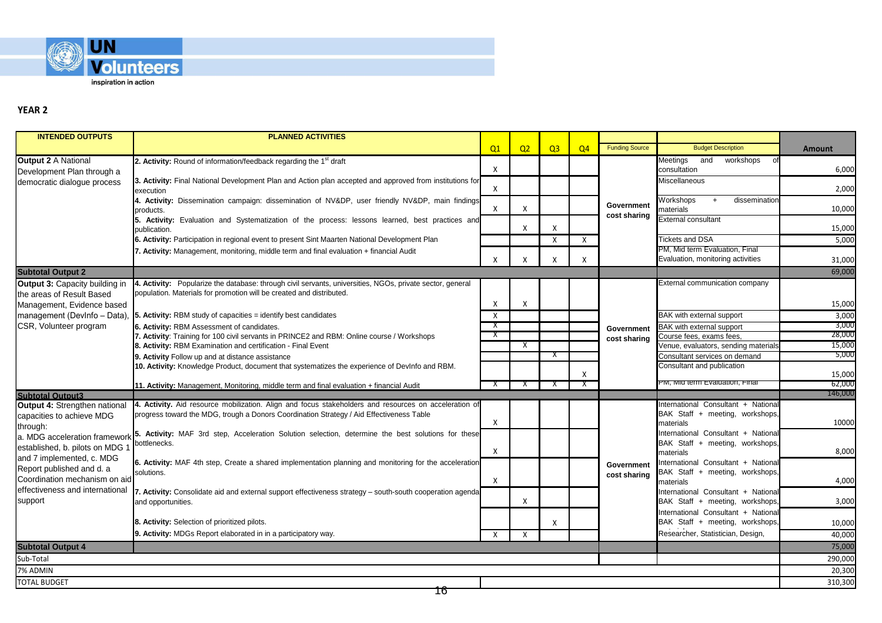**YEAR 2**

| INTENDED OUTPUTS | PLANNED ACTIVITIES | Q1 | Q2 | Q3 | Q4 | Funding Source | Budget Description | Amount |
|---|---|---|---|---|---|---|---|---|
| **Output 2** A National Development Plan through a democratic dialogue process | **2. Activity:** Round of information/feedback regarding the 1st draft | X | | | | Government cost sharing | Meetings and workshops of consultation | 6,000 |
| | **3. Activity:** Final National Development Plan and Action plan accepted and approved from institutions for execution | X | | | | | Miscellaneous | 2,000 |
| | **4. Activity:** Dissemination campaign: dissemination of NV&DP, user friendly NV&DP, main findings products. | X | X | | | | Workshops + dissemination materials | 10,000 |
| | **5. Activity:** Evaluation and Systematization of the process: lessons learned, best practices and publication. | | X | X | | | External consultant | 15,000 |
| | **6. Activity:** Participation in regional event to present Sint Maarten National Development Plan | | | X | X | | Tickets and DSA | 5,000 |
| | **7. Activity:** Management, monitoring, middle term and final evaluation + financial Audit | X | X | X | X | | PM, Mid term Evaluation, Final Evaluation, monitoring activities | 31,000 |
| **Subtotal Output 2** | | | | | | | | 69,000 |
| **Output 3:** Capacity building in the areas of Result Based Management, Evidence based management (DevInfo – Data), CSR, Volunteer program | **4. Activity:** Popularize the database: through civil servants, universities, NGOs, private sector, general population. Materials for promotion will be created and distributed. | X | X | | | Government cost sharing | External communication company | 15,000 |
| | **5. Activity:** RBM study of capacities = identify best candidates | X | | | | | BAK with external support | 3,000 |
| | **6. Activity:** RBM Assessment of candidates. | X | | | | | BAK with external support | 3,000 |
| | **7. Activity**: Training for 100 civil servants in PRINCE2 and RBM: Online course / Workshops | X | | | | | Course fees, exams fees, | 28,000 |
| | **8. Activity:** RBM Examination and certification - Final Event | | X | | | | Venue, evaluators, sending materials | 15,000 |
| | **9. Activity** Follow up and at distance assistance | | | X | | | Consultant services on demand | 5,000 |
| | **10. Activity:** Knowledge Product, document that systematizes the experience of DevInfo and RBM. | | | | X | | Consultant and publication | 15,000 |
| | **11. Activity:** Management, Monitoring, middle term and final evaluation + financial Audit | X | X | X | X | | PM, Mid term Evaluation, Final | 62,000 |
| **Subtotal Output3** | | | | | | | | 146,000 |
| **Output 4:** Strengthen national capacities to achieve MDG through: a. MDG acceleration framework established, b. pilots on MDG 1 and 7 implemented, c. MDG Report published and d. a Coordination mechanism on aid effectiveness and international support | **4. Activity.** Aid resource mobilization. Align and focus stakeholders and resources on acceleration of progress toward the MDG, trough a Donors Coordination Strategy / Aid Effectiveness Table | X | | | | Government cost sharing | International Consultant + National BAK Staff + meeting, workshops, materials | 10000 |
| | **5. Activity:** MAF 3rd step, Acceleration Solution selection, determine the best solutions for these bottlenecks. | X | | | | | International Consultant + National BAK Staff + meeting, workshops, materials | 8,000 |
| | **6. Activity:** MAF 4th step, Create a shared implementation planning and monitoring for the acceleration solutions. | X | | | | | International Consultant + National BAK Staff + meeting, workshops, materials | 4,000 |
| | **7. Activity:** Consolidate aid and external support effectiveness strategy – south-south cooperation agenda and opportunities. | | X | | | | International Consultant + National BAK Staff + meeting, workshops, | 3,000 |
| | **8. Activity:** Selection of prioritized pilots. | | | X | | | International Consultant + National BAK Staff + meeting, workshops, | 10,000 |
| | **9. Activity:** MDGs Report elaborated in in a participatory way. | X | X | | | | Researcher, Statistician, Design, | 40,000 |
| **Subtotal Output 4** | | | | | | | | 75,000 |
| Sub-Total | | | | | | | | 290,000 |
| 7% ADMIN | | | | | | | | 20,300 |
| TOTAL BUDGET | | | | | | | | 310,300 |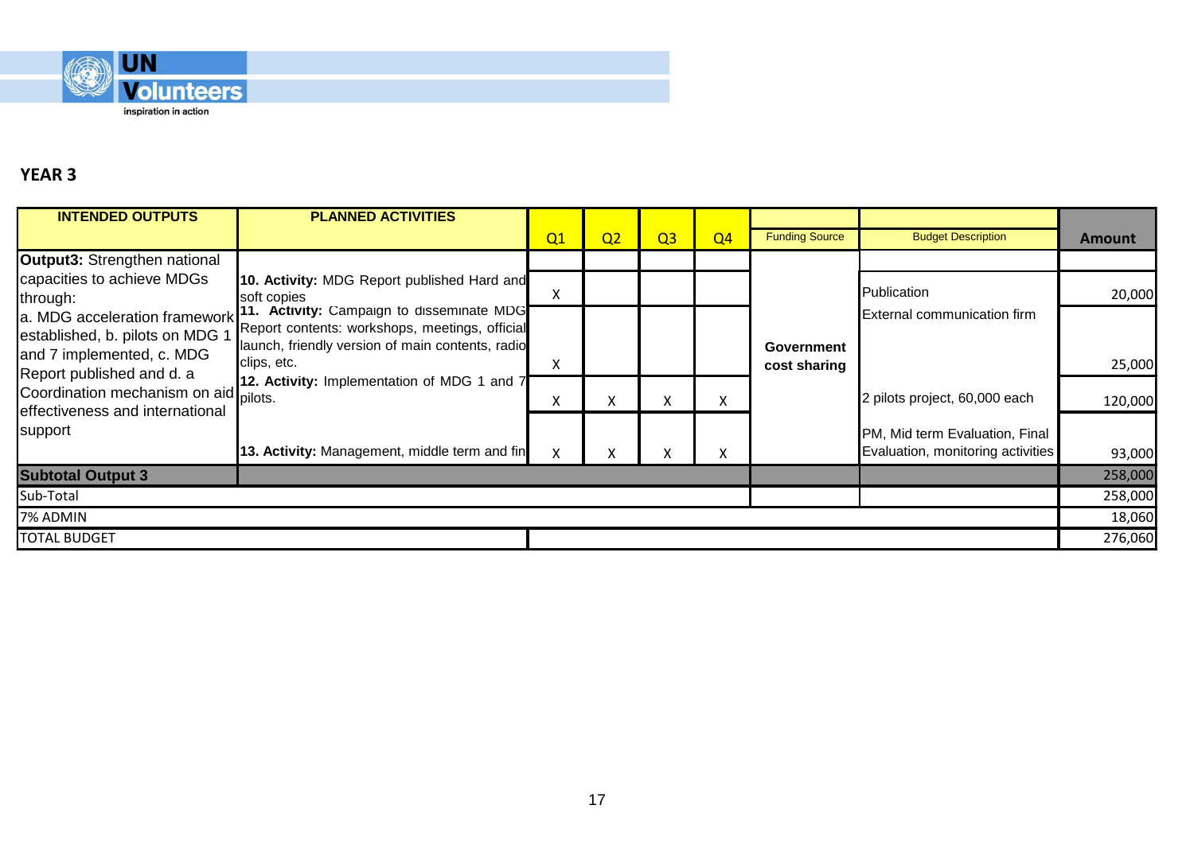UN Volunteers
inspiration in action

## YEAR 3

| INTENDED OUTPUTS | PLANNED ACTIVITIES | Q1 | Q2 | Q3 | Q4 | Funding Source | Budget Description | Amount |
|---|---|---|---|---|---|---|---|---|
| **Output3:** Strengthen national capacities to achieve MDGs through: a. MDG acceleration framework established, b. pilots on MDG 1 and 7 implemented, c. MDG Report published and d. a Coordination mechanism on aid effectiveness and international support | **10. Activity:** MDG Report published Hard and soft copies | X | | | | Government cost sharing | Publication | 20,000 |
| | **11. Activity:** Campaign to disseminate MDG Report contents: workshops, meetings, official launch, friendly version of main contents, radio clips, etc. | X | | | | | External communication firm | 25,000 |
| | **12. Activity:** Implementation of MDG 1 and 7 pilots. | X | X | X | X | | 2 pilots project, 60,000 each | 120,000 |
| | **13. Activity:** Management, middle term and fin | X | X | X | X | | PM, Mid term Evaluation, Final Evaluation, monitoring activities | 93,000 |
| **Subtotal Output 3** | | | | | | | | 258,000 |
| Sub-Total | | | | | | | | 258,000 |
| 7% ADMIN | | | | | | | | 18,060 |
| TOTAL BUDGET | | | | | | | | 276,060 |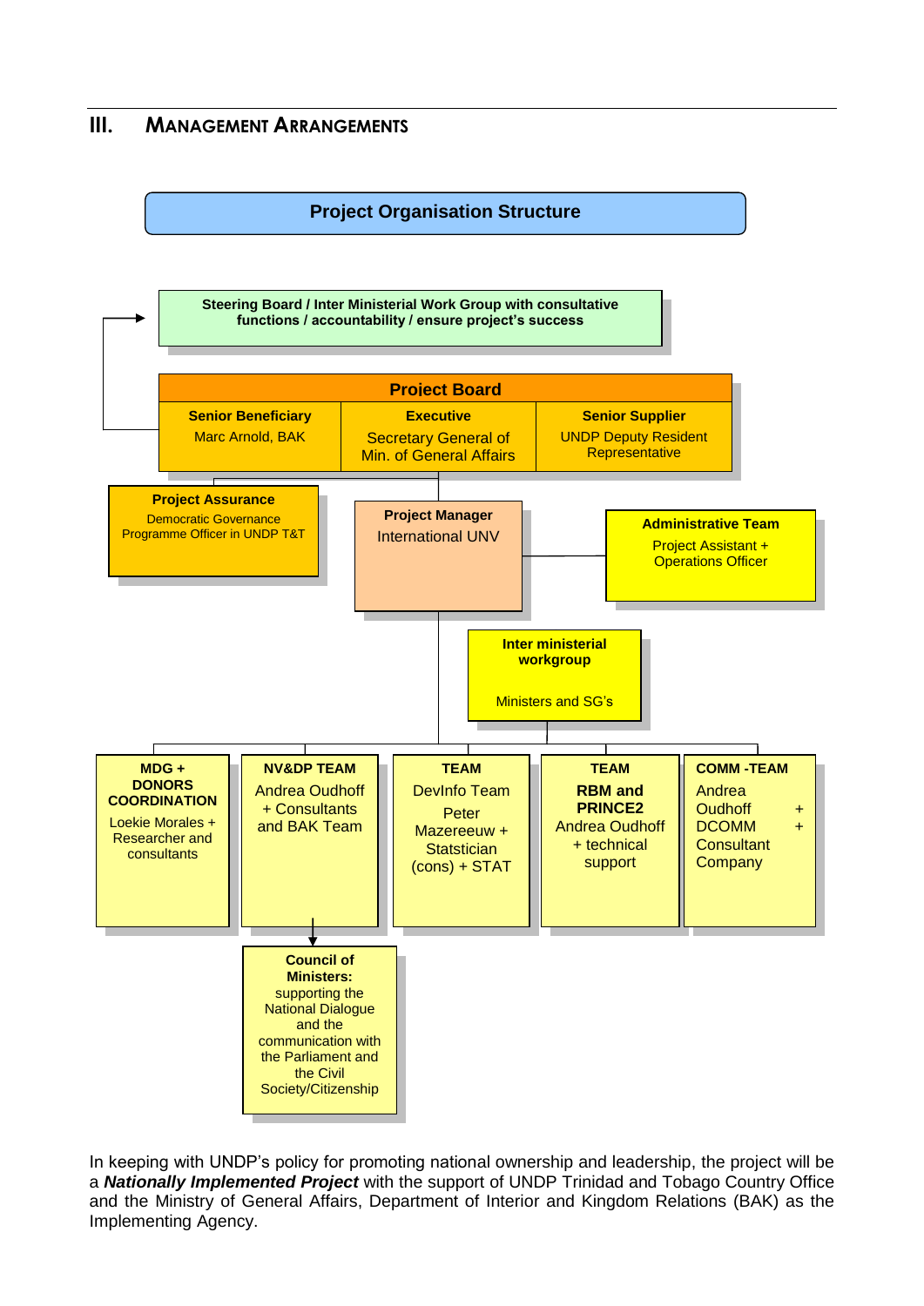## III. Management Arrangements

**Project Organisation Structure**

**Steering Board / Inter Ministerial Work Group with consultative functions / accountability / ensure project's success**

**Project Board**

| **Senior Beneficiary** | **Executive** | **Senior Supplier** |
|---|---|---|
| Marc Arnold, BAK | Secretary General of Min. of General Affairs | UNDP Deputy Resident Representative |

**Project Assurance**
Democratic Governance Programme Officer in UNDP T&T

**Project Manager**
International UNV

**Administrative Team**
Project Assistant + Operations Officer

**Inter ministerial workgroup**
Ministers and SG's

**MDG + DONORS COORDINATION**
Loekie Morales + Researcher and consultants

**NV&DP TEAM**
Andrea Oudhoff + Consultants and BAK Team

**TEAM**
DevInfo Team
Peter Mazereeuw + Statstician (cons) + STAT

**TEAM**
**RBM and PRINCE2**
Andrea Oudhoff + technical support

**COMM -TEAM**
Andrea Oudhoff + DCOMM + Consultant Company

**Council of Ministers:**
supporting the National Dialogue and the communication with the Parliament and the Civil Society/Citizenship

In keeping with UNDP's policy for promoting national ownership and leadership, the project will be a ***Nationally Implemented Project*** with the support of UNDP Trinidad and Tobago Country Office and the Ministry of General Affairs, Department of Interior and Kingdom Relations (BAK) as the Implementing Agency.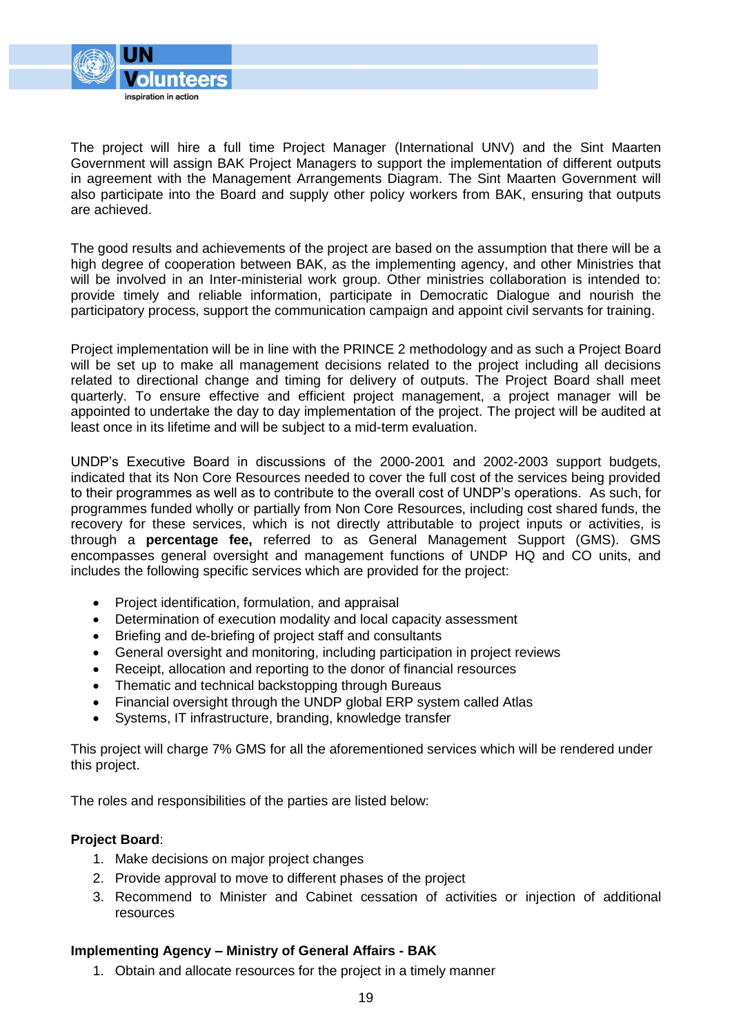The project will hire a full time Project Manager (International UNV) and the Sint Maarten Government will assign BAK Project Managers to support the implementation of different outputs in agreement with the Management Arrangements Diagram. The Sint Maarten Government will also participate into the Board and supply other policy workers from BAK, ensuring that outputs are achieved.

The good results and achievements of the project are based on the assumption that there will be a high degree of cooperation between BAK, as the implementing agency, and other Ministries that will be involved in an Inter-ministerial work group. Other ministries collaboration is intended to: provide timely and reliable information, participate in Democratic Dialogue and nourish the participatory process, support the communication campaign and appoint civil servants for training.

Project implementation will be in line with the PRINCE 2 methodology and as such a Project Board will be set up to make all management decisions related to the project including all decisions related to directional change and timing for delivery of outputs. The Project Board shall meet quarterly. To ensure effective and efficient project management, a project manager will be appointed to undertake the day to day implementation of the project. The project will be audited at least once in its lifetime and will be subject to a mid-term evaluation.

UNDP's Executive Board in discussions of the 2000-2001 and 2002-2003 support budgets, indicated that its Non Core Resources needed to cover the full cost of the services being provided to their programmes as well as to contribute to the overall cost of UNDP's operations. As such, for programmes funded wholly or partially from Non Core Resources, including cost shared funds, the recovery for these services, which is not directly attributable to project inputs or activities, is through a **percentage fee,** referred to as General Management Support (GMS). GMS encompasses general oversight and management functions of UNDP HQ and CO units, and includes the following specific services which are provided for the project:

- Project identification, formulation, and appraisal
- Determination of execution modality and local capacity assessment
- Briefing and de-briefing of project staff and consultants
- General oversight and monitoring, including participation in project reviews
- Receipt, allocation and reporting to the donor of financial resources
- Thematic and technical backstopping through Bureaus
- Financial oversight through the UNDP global ERP system called Atlas
- Systems, IT infrastructure, branding, knowledge transfer

This project will charge 7% GMS for all the aforementioned services which will be rendered under this project.

The roles and responsibilities of the parties are listed below:

**Project Board**:

1. Make decisions on major project changes
2. Provide approval to move to different phases of the project
3. Recommend to Minister and Cabinet cessation of activities or injection of additional resources

**Implementing Agency – Ministry of General Affairs - BAK**

1. Obtain and allocate resources for the project in a timely manner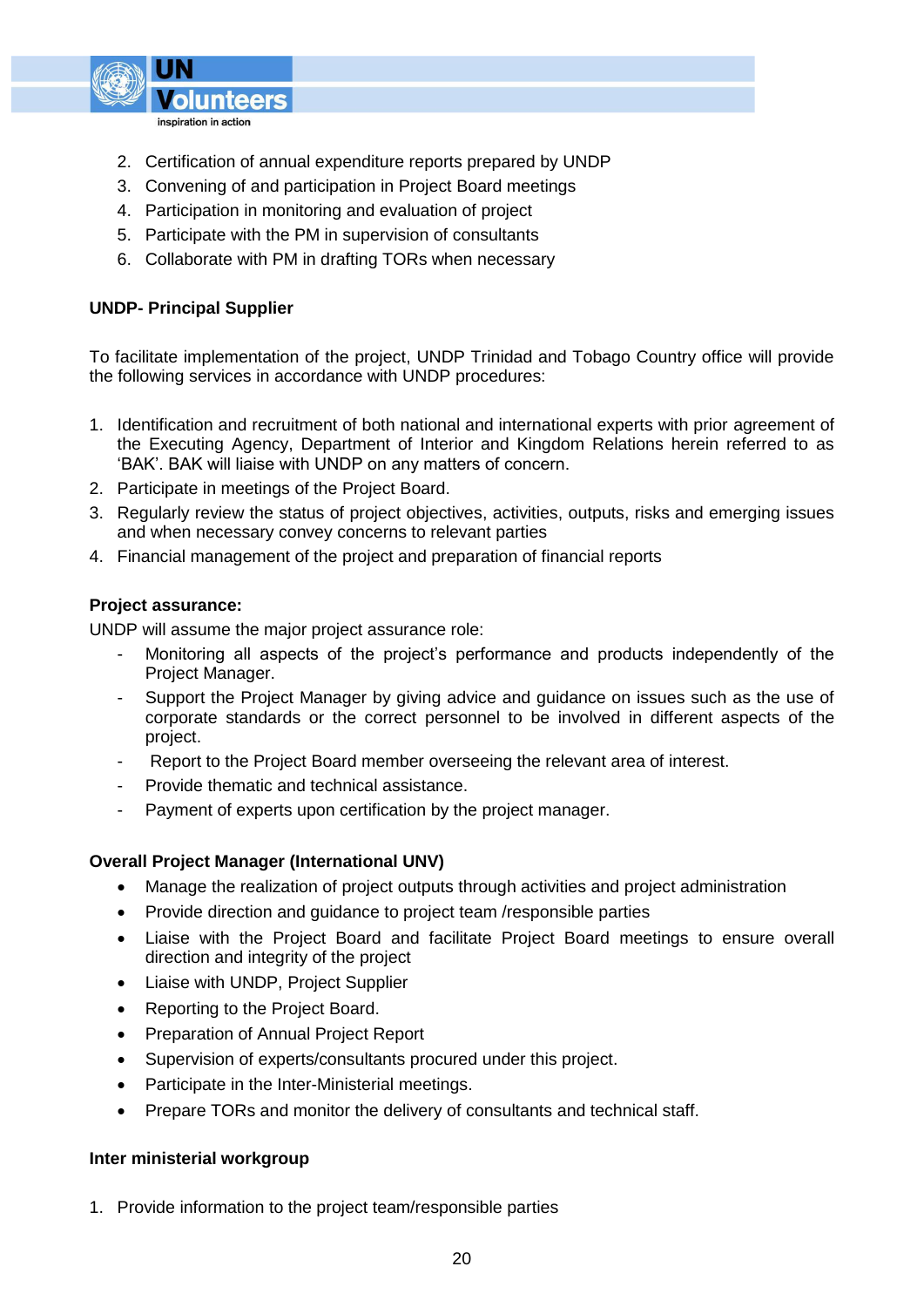2. Certification of annual expenditure reports prepared by UNDP
3. Convening of and participation in Project Board meetings
4. Participation in monitoring and evaluation of project
5. Participate with the PM in supervision of consultants
6. Collaborate with PM in drafting TORs when necessary

**UNDP- Principal Supplier**

To facilitate implementation of the project, UNDP Trinidad and Tobago Country office will provide the following services in accordance with UNDP procedures:

1. Identification and recruitment of both national and international experts with prior agreement of the Executing Agency, Department of Interior and Kingdom Relations herein referred to as 'BAK'. BAK will liaise with UNDP on any matters of concern.
2. Participate in meetings of the Project Board.
3. Regularly review the status of project objectives, activities, outputs, risks and emerging issues and when necessary convey concerns to relevant parties
4. Financial management of the project and preparation of financial reports

**Project assurance:**

UNDP will assume the major project assurance role:

- Monitoring all aspects of the project's performance and products independently of the Project Manager.
- Support the Project Manager by giving advice and guidance on issues such as the use of corporate standards or the correct personnel to be involved in different aspects of the project.
- Report to the Project Board member overseeing the relevant area of interest.
- Provide thematic and technical assistance.
- Payment of experts upon certification by the project manager.

**Overall Project Manager (International UNV)**

- Manage the realization of project outputs through activities and project administration
- Provide direction and guidance to project team /responsible parties
- Liaise with the Project Board and facilitate Project Board meetings to ensure overall direction and integrity of the project
- Liaise with UNDP, Project Supplier
- Reporting to the Project Board.
- Preparation of Annual Project Report
- Supervision of experts/consultants procured under this project.
- Participate in the Inter-Ministerial meetings.
- Prepare TORs and monitor the delivery of consultants and technical staff.

**Inter ministerial workgroup**

1. Provide information to the project team/responsible parties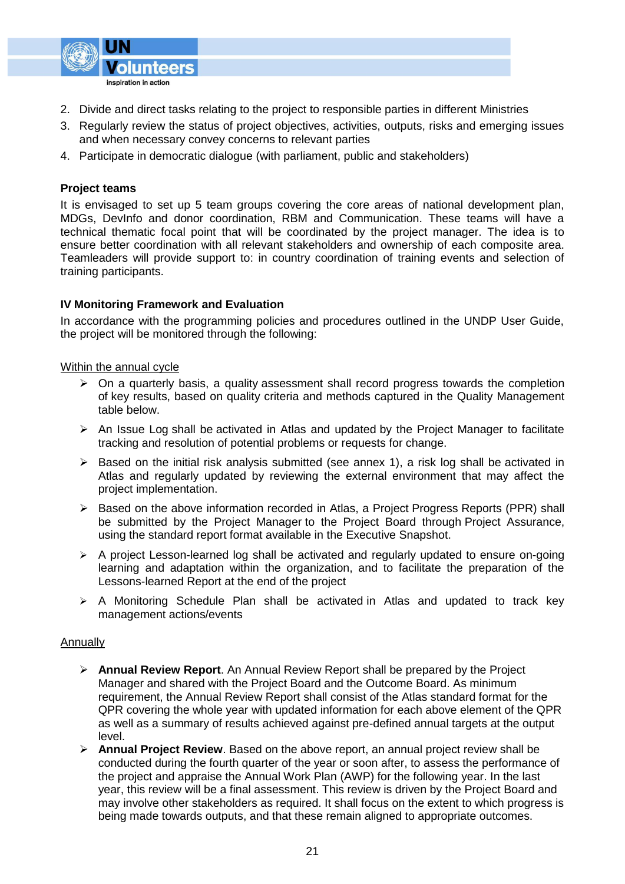2. Divide and direct tasks relating to the project to responsible parties in different Ministries
3. Regularly review the status of project objectives, activities, outputs, risks and emerging issues and when necessary convey concerns to relevant parties
4. Participate in democratic dialogue (with parliament, public and stakeholders)

**Project teams**

It is envisaged to set up 5 team groups covering the core areas of national development plan, MDGs, DevInfo and donor coordination, RBM and Communication. These teams will have a technical thematic focal point that will be coordinated by the project manager. The idea is to ensure better coordination with all relevant stakeholders and ownership of each composite area. Teamleaders will provide support to: in country coordination of training events and selection of training participants.

**IV Monitoring Framework and Evaluation**

In accordance with the programming policies and procedures outlined in the UNDP User Guide, the project will be monitored through the following:

Within the annual cycle

- On a quarterly basis, a quality assessment shall record progress towards the completion of key results, based on quality criteria and methods captured in the Quality Management table below.
- An Issue Log shall be activated in Atlas and updated by the Project Manager to facilitate tracking and resolution of potential problems or requests for change.
- Based on the initial risk analysis submitted (see annex 1), a risk log shall be activated in Atlas and regularly updated by reviewing the external environment that may affect the project implementation.
- Based on the above information recorded in Atlas, a Project Progress Reports (PPR) shall be submitted by the Project Manager to the Project Board through Project Assurance, using the standard report format available in the Executive Snapshot.
- A project Lesson-learned log shall be activated and regularly updated to ensure on-going learning and adaptation within the organization, and to facilitate the preparation of the Lessons-learned Report at the end of the project
- A Monitoring Schedule Plan shall be activated in Atlas and updated to track key management actions/events

Annually

- **Annual Review Report**. An Annual Review Report shall be prepared by the Project Manager and shared with the Project Board and the Outcome Board. As minimum requirement, the Annual Review Report shall consist of the Atlas standard format for the QPR covering the whole year with updated information for each above element of the QPR as well as a summary of results achieved against pre-defined annual targets at the output level.
- **Annual Project Review**. Based on the above report, an annual project review shall be conducted during the fourth quarter of the year or soon after, to assess the performance of the project and appraise the Annual Work Plan (AWP) for the following year. In the last year, this review will be a final assessment. This review is driven by the Project Board and may involve other stakeholders as required. It shall focus on the extent to which progress is being made towards outputs, and that these remain aligned to appropriate outcomes.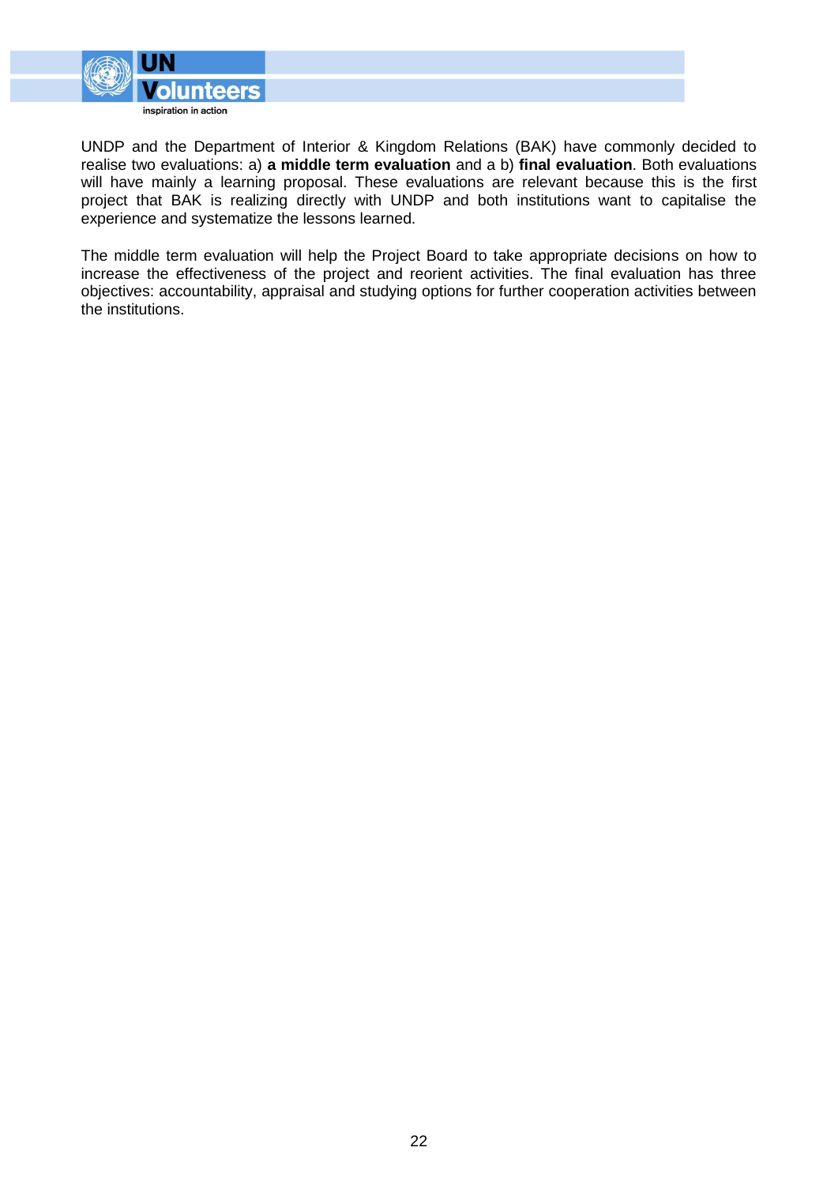UNDP and the Department of Interior & Kingdom Relations (BAK) have commonly decided to realise two evaluations: a) **a middle term evaluation** and a b) **final evaluation**. Both evaluations will have mainly a learning proposal. These evaluations are relevant because this is the first project that BAK is realizing directly with UNDP and both institutions want to capitalise the experience and systematize the lessons learned.

The middle term evaluation will help the Project Board to take appropriate decisions on how to increase the effectiveness of the project and reorient activities. The final evaluation has three objectives: accountability, appraisal and studying options for further cooperation activities between the institutions.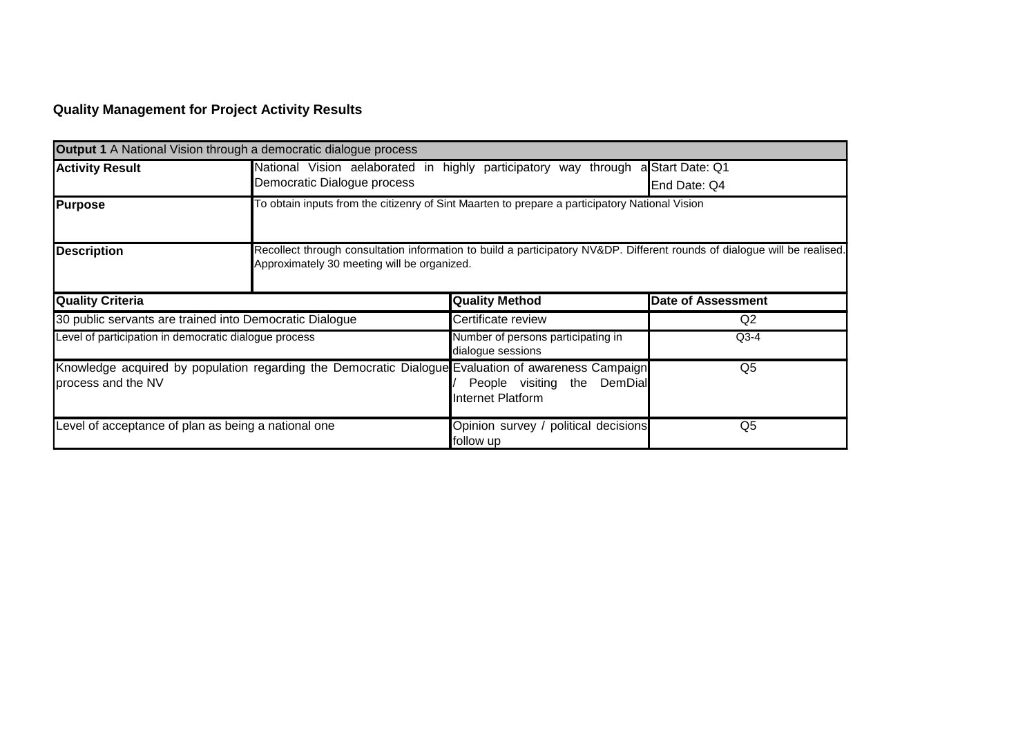**Quality Management for Project Activity Results**

| **Output 1** A National Vision through a democratic dialogue process | | | |
|---|---|---|---|
| **Activity Result** | National Vision aelaborated in highly participatory way through a Democratic Dialogue process | | Start Date: Q1<br>End Date: Q4 |
| **Purpose** | To obtain inputs from the citizenry of Sint Maarten to prepare a participatory National Vision | | |
| **Description** | Recollect through consultation information to build a participatory NV&DP. Different rounds of dialogue will be realised. Approximately 30 meeting will be organized. | | |
| **Quality Criteria** | | **Quality Method** | **Date of Assessment** |
| 30 public servants are trained into Democratic Dialogue | | Certificate review | Q2 |
| Level of participation in democratic dialogue process | | Number of persons participating in dialogue sessions | Q3-4 |
| Knowledge acquired by population regarding the Democratic Dialogue process and the NV | | Evaluation of awareness Campaign / People visiting the DemDial Internet Platform | Q5 |
| Level of acceptance of plan as being a national one | | Opinion survey / political decisions follow up | Q5 |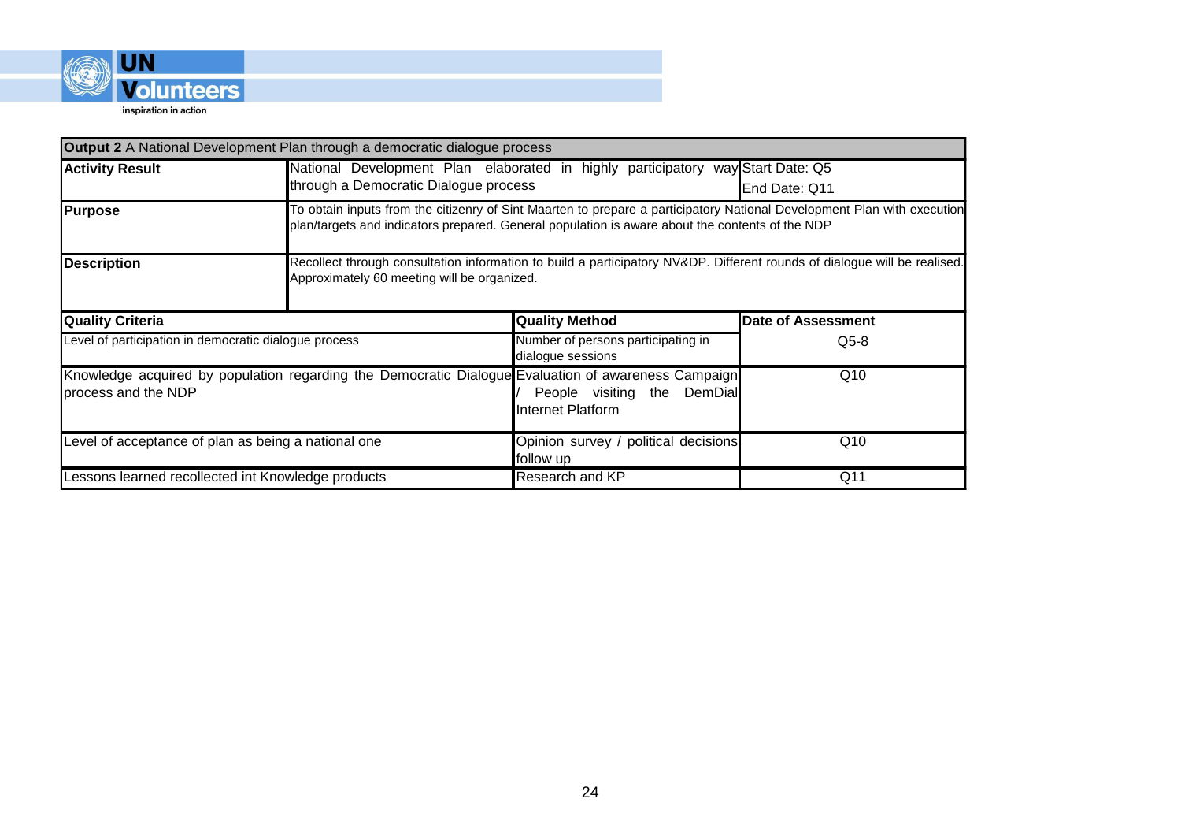| **Output 2** A National Development Plan through a democratic dialogue process | | | |
|---|---|---|---|
| **Activity Result** | National Development Plan elaborated in highly participatory way through a Democratic Dialogue process | | Start Date: Q5<br>End Date: Q11 |
| **Purpose** | To obtain inputs from the citizenry of Sint Maarten to prepare a participatory National Development Plan with execution plan/targets and indicators prepared. General population is aware about the contents of the NDP | | |
| **Description** | Recollect through consultation information to build a participatory NV&DP. Different rounds of dialogue will be realised. Approximately 60 meeting will be organized. | | |

| **Quality Criteria** | **Quality Method** | **Date of Assessment** |
|---|---|---|
| Level of participation in democratic dialogue process | Number of persons participating in dialogue sessions | Q5-8 |
| Knowledge acquired by population regarding the Democratic Dialogue process and the NDP | Evaluation of awareness Campaign / People visiting the DemDial Internet Platform | Q10 |
| Level of acceptance of plan as being a national one | Opinion survey / political decisions follow up | Q10 |
| Lessons learned recollected int Knowledge products | Research and KP | Q11 |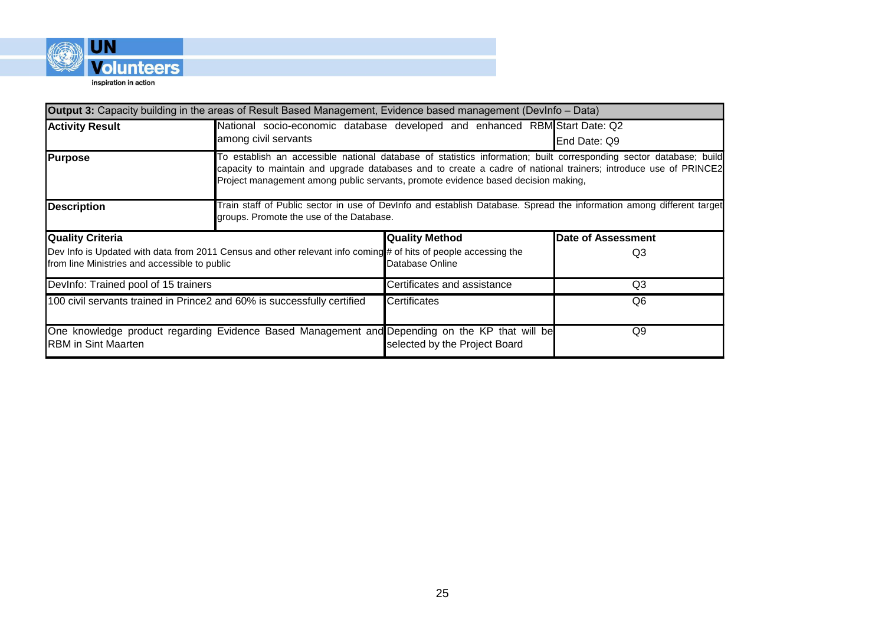| **Output 3:** Capacity building in the areas of Result Based Management, Evidence based management (DevInfo – Data) | | |
|---|---|---|
| **Activity Result** | National socio-economic database developed and enhanced RBM among civil servants | Start Date: Q2<br>End Date: Q9 |
| **Purpose** | To establish an accessible national database of statistics information; built corresponding sector database; build capacity to maintain and upgrade databases and to create a cadre of national trainers; introduce use of PRINCE2 Project management among public servants, promote evidence based decision making, | |
| **Description** | Train staff of Public sector in use of DevInfo and establish Database. Spread the information among different target groups. Promote the use of the Database. | |
| **Quality Criteria** | **Quality Method** | **Date of Assessment** |
| Dev Info is Updated with data from 2011 Census and other relevant info coming from line Ministries and accessible to public | # of hits of people accessing the Database Online | Q3 |
| DevInfo: Trained pool of 15 trainers | Certificates and assistance | Q3 |
| 100 civil servants trained in Prince2 and 60% is successfully certified | Certificates | Q6 |
| One knowledge product regarding Evidence Based Management and RBM in Sint Maarten | Depending on the KP that will be selected by the Project Board | Q9 |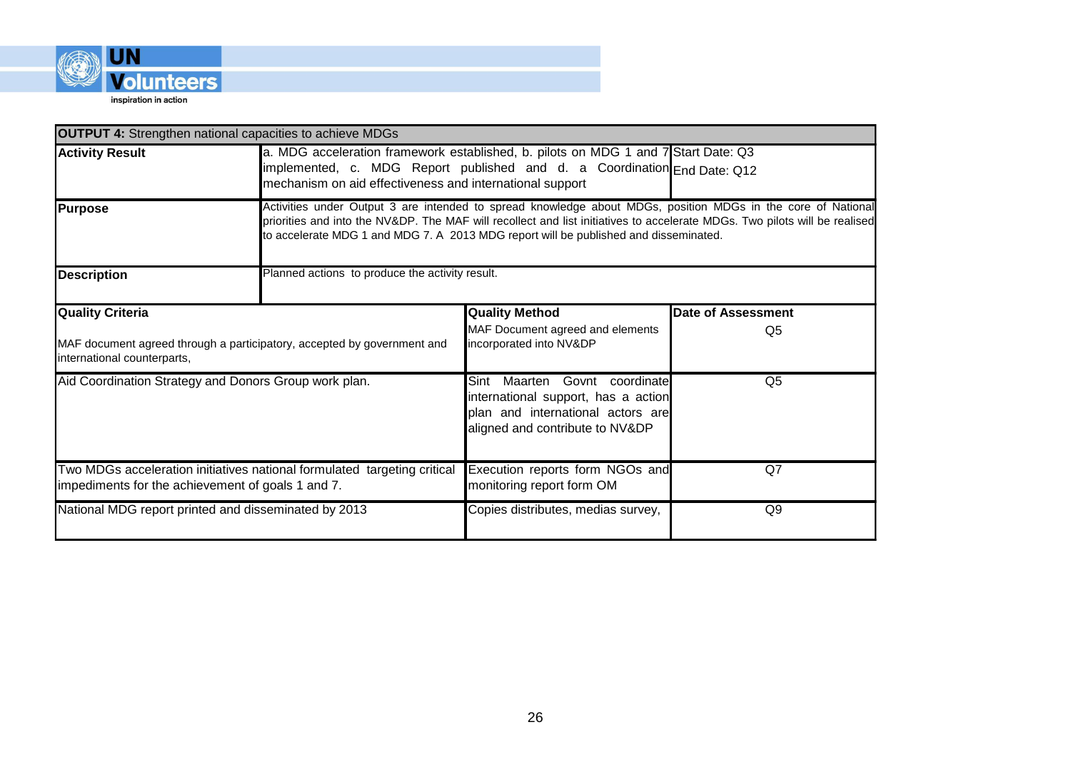| **OUTPUT 4:** Strengthen national capacities to achieve MDGs | | | |
|---|---|---|---|
| **Activity Result** | a. MDG acceleration framework established, b. pilots on MDG 1 and 7 implemented, c. MDG Report published and d. a Coordination mechanism on aid effectiveness and international support | | Start Date: Q3<br>End Date: Q12 |
| **Purpose** | Activities under Output 3 are intended to spread knowledge about MDGs, position MDGs in the core of National priorities and into the NV&DP. The MAF will recollect and list initiatives to accelerate MDGs. Two pilots will be realised to accelerate MDG 1 and MDG 7. A 2013 MDG report will be published and disseminated. | | |
| **Description** | Planned actions to produce the activity result. | | |
| **Quality Criteria**<br><br>MAF document agreed through a participatory, accepted by government and international counterparts, | | **Quality Method**<br>MAF Document agreed and elements incorporated into NV&DP | **Date of Assessment**<br>Q5 |
| Aid Coordination Strategy and Donors Group work plan. | | Sint Maarten Govnt coordinate international support, has a action plan and international actors are aligned and contribute to NV&DP | Q5 |
| Two MDGs acceleration initiatives national formulated targeting critical impediments for the achievement of goals 1 and 7. | | Execution reports form NGOs and monitoring report form OM | Q7 |
| National MDG report printed and disseminated by 2013 | | Copies distributes, medias survey, | Q9 |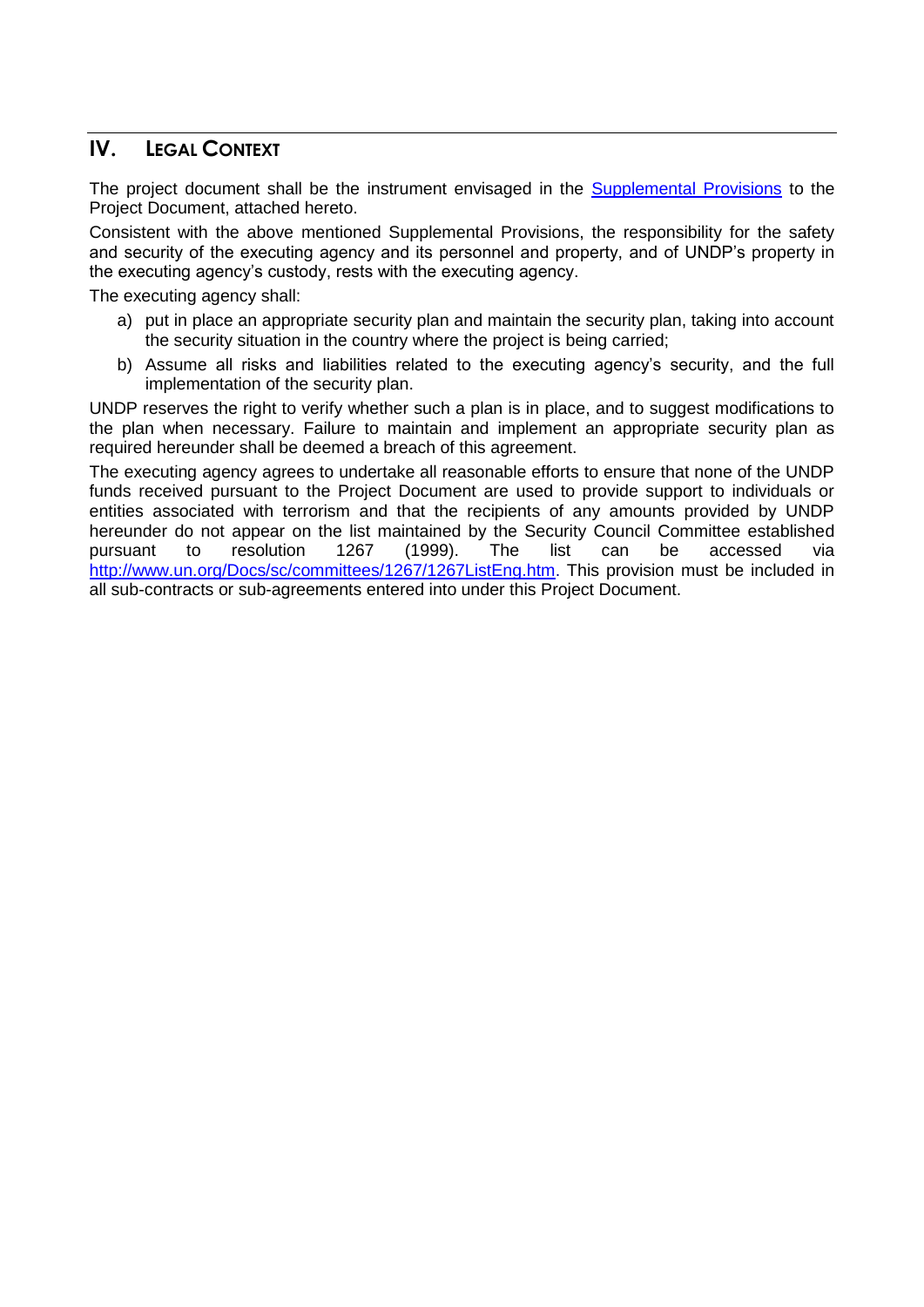## IV. LEGAL CONTEXT

The project document shall be the instrument envisaged in the [Supplemental Provisions]() to the Project Document, attached hereto.

Consistent with the above mentioned Supplemental Provisions, the responsibility for the safety and security of the executing agency and its personnel and property, and of UNDP's property in the executing agency's custody, rests with the executing agency.

The executing agency shall:

a) put in place an appropriate security plan and maintain the security plan, taking into account the security situation in the country where the project is being carried;

b) Assume all risks and liabilities related to the executing agency's security, and the full implementation of the security plan.

UNDP reserves the right to verify whether such a plan is in place, and to suggest modifications to the plan when necessary. Failure to maintain and implement an appropriate security plan as required hereunder shall be deemed a breach of this agreement.

The executing agency agrees to undertake all reasonable efforts to ensure that none of the UNDP funds received pursuant to the Project Document are used to provide support to individuals or entities associated with terrorism and that the recipients of any amounts provided by UNDP hereunder do not appear on the list maintained by the Security Council Committee established pursuant to resolution 1267 (1999). The list can be accessed via http://www.un.org/Docs/sc/committees/1267/1267ListEng.htm. This provision must be included in all sub-contracts or sub-agreements entered into under this Project Document.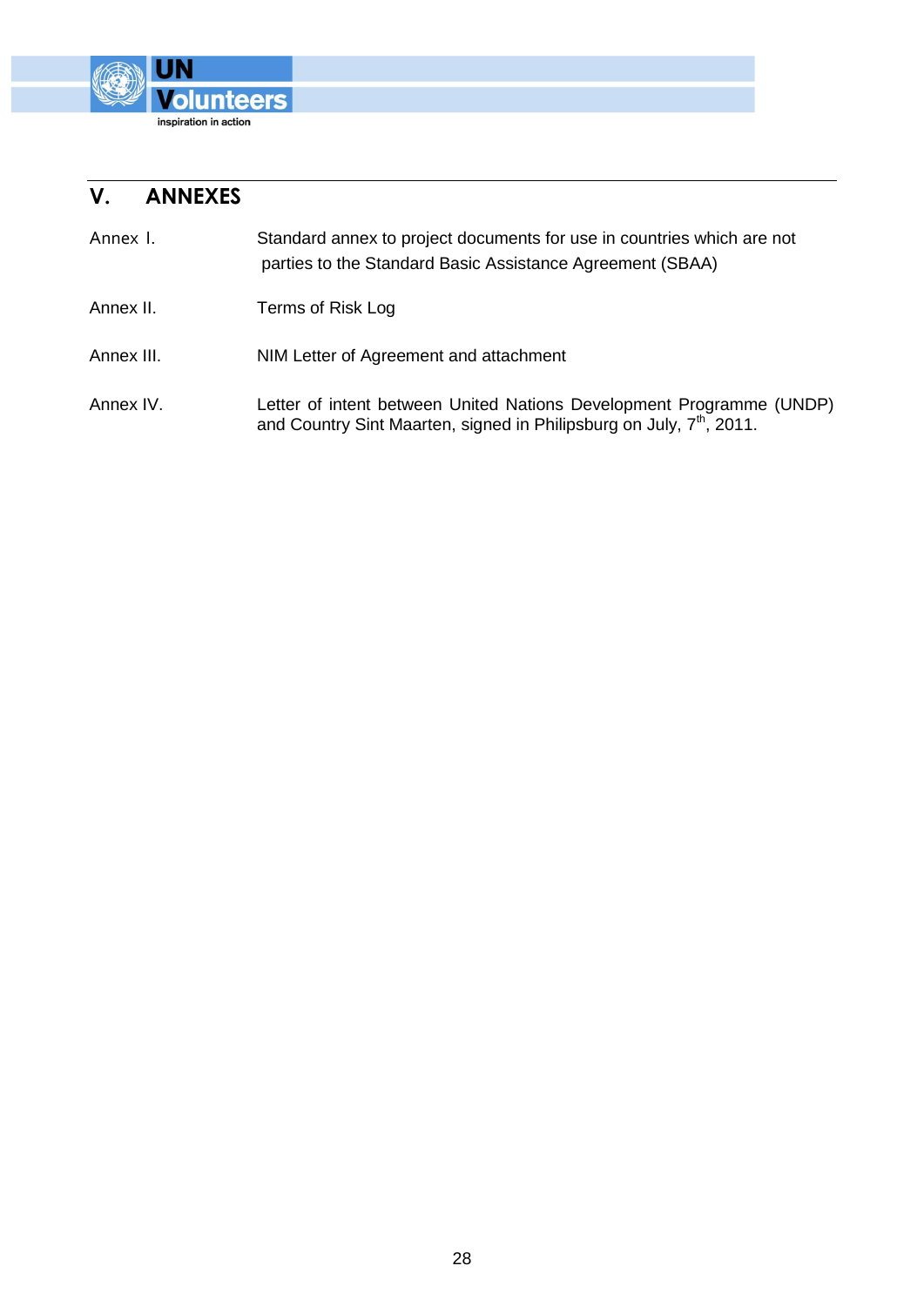## V. ANNEXES

| | |
|---|---|
| Annex I. | Standard annex to project documents for use in countries which are not parties to the Standard Basic Assistance Agreement (SBAA) |
| Annex II. | Terms of Risk Log |
| Annex III. | NIM Letter of Agreement and attachment |
| Annex IV. | Letter of intent between United Nations Development Programme (UNDP) and Country Sint Maarten, signed in Philipsburg on July, 7th, 2011. |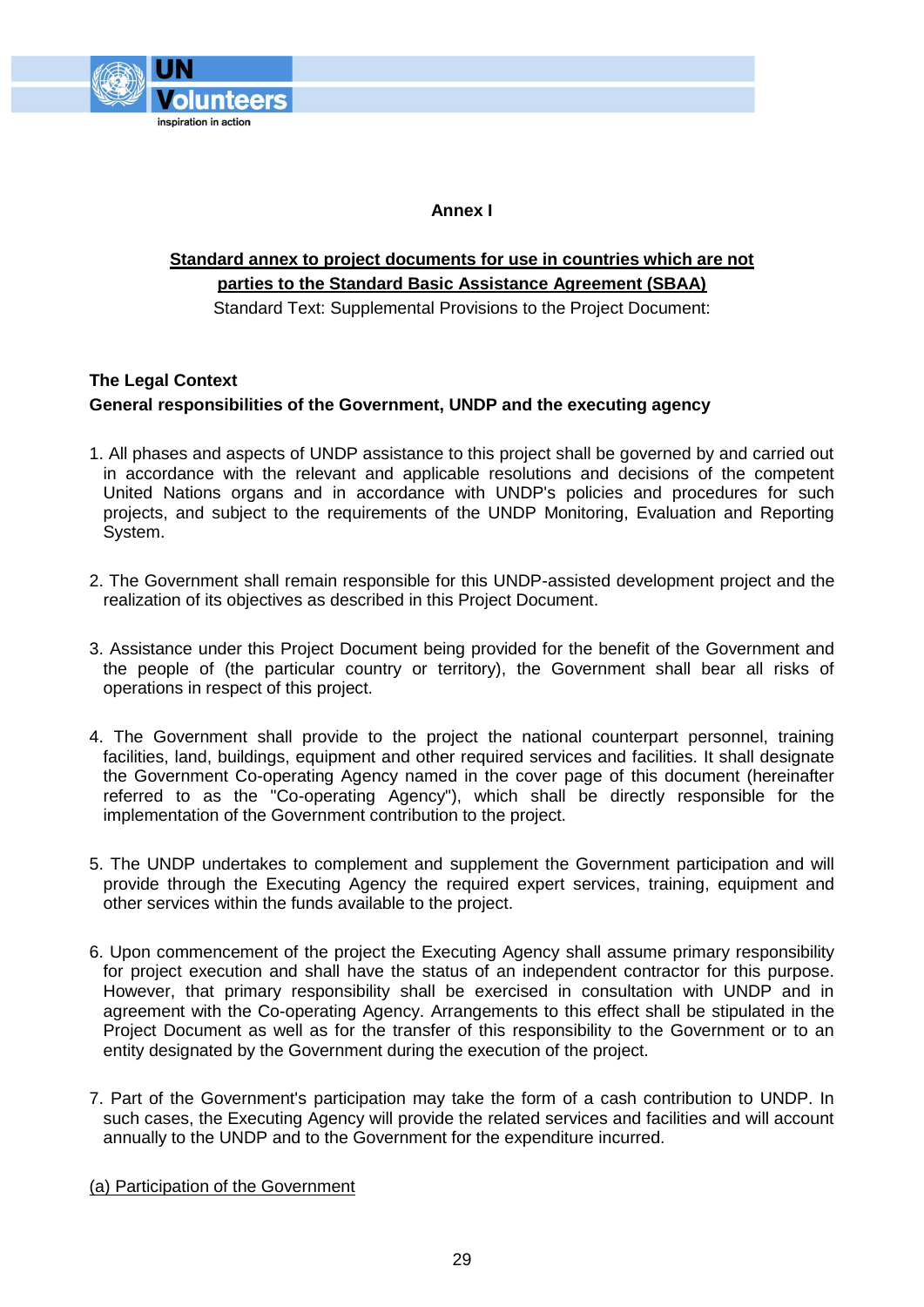**Annex I**

**Standard annex to project documents for use in countries which are not parties to the Standard Basic Assistance Agreement (SBAA)**

Standard Text: Supplemental Provisions to the Project Document:

**The Legal Context**

**General responsibilities of the Government, UNDP and the executing agency**

1. All phases and aspects of UNDP assistance to this project shall be governed by and carried out in accordance with the relevant and applicable resolutions and decisions of the competent United Nations organs and in accordance with UNDP's policies and procedures for such projects, and subject to the requirements of the UNDP Monitoring, Evaluation and Reporting System.

2. The Government shall remain responsible for this UNDP-assisted development project and the realization of its objectives as described in this Project Document.

3. Assistance under this Project Document being provided for the benefit of the Government and the people of (the particular country or territory), the Government shall bear all risks of operations in respect of this project.

4. The Government shall provide to the project the national counterpart personnel, training facilities, land, buildings, equipment and other required services and facilities. It shall designate the Government Co-operating Agency named in the cover page of this document (hereinafter referred to as the "Co-operating Agency"), which shall be directly responsible for the implementation of the Government contribution to the project.

5. The UNDP undertakes to complement and supplement the Government participation and will provide through the Executing Agency the required expert services, training, equipment and other services within the funds available to the project.

6. Upon commencement of the project the Executing Agency shall assume primary responsibility for project execution and shall have the status of an independent contractor for this purpose. However, that primary responsibility shall be exercised in consultation with UNDP and in agreement with the Co-operating Agency. Arrangements to this effect shall be stipulated in the Project Document as well as for the transfer of this responsibility to the Government or to an entity designated by the Government during the execution of the project.

7. Part of the Government's participation may take the form of a cash contribution to UNDP. In such cases, the Executing Agency will provide the related services and facilities and will account annually to the UNDP and to the Government for the expenditure incurred.

<u>(a) Participation of the Government</u>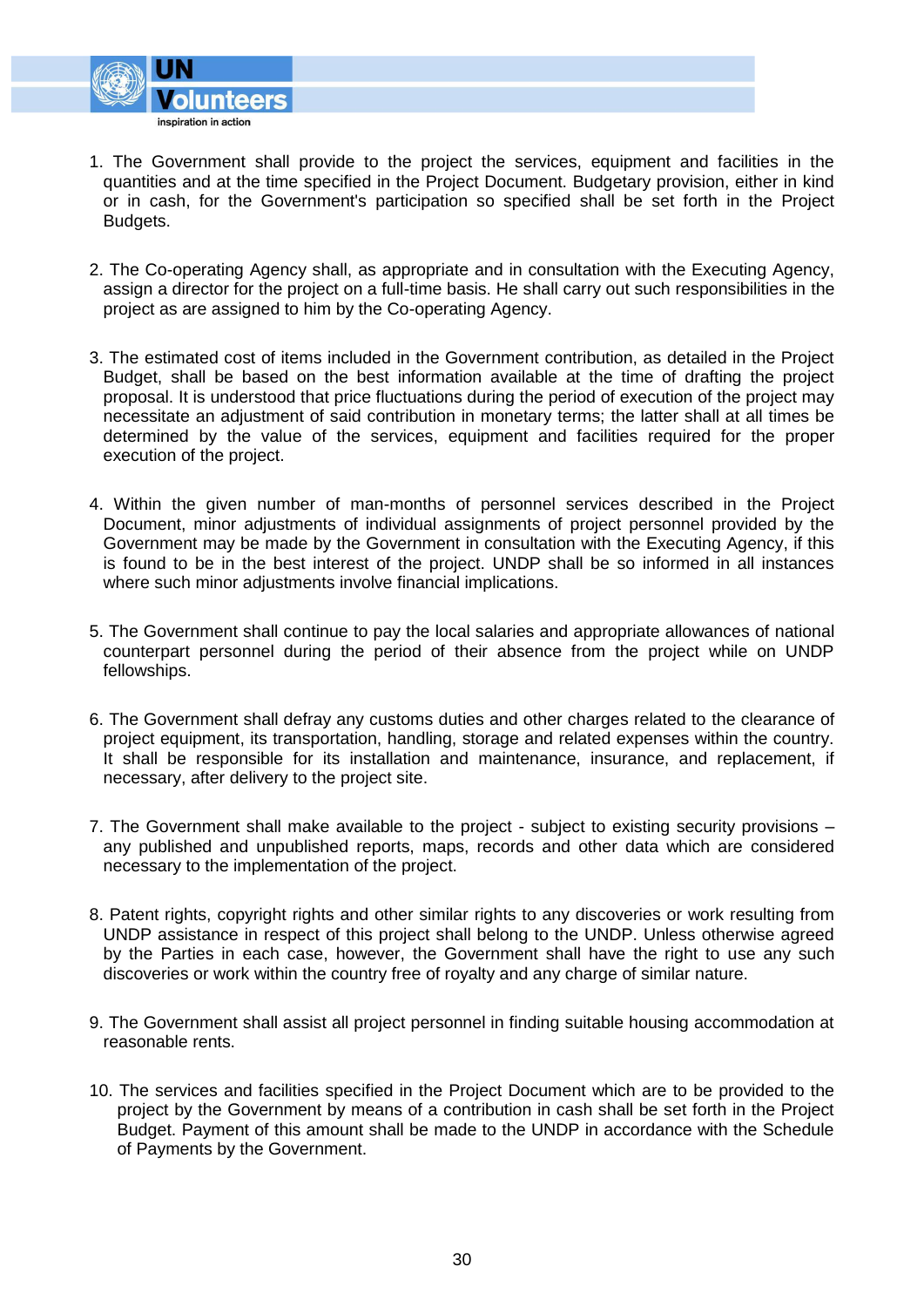1. The Government shall provide to the project the services, equipment and facilities in the quantities and at the time specified in the Project Document. Budgetary provision, either in kind or in cash, for the Government's participation so specified shall be set forth in the Project Budgets.

2. The Co-operating Agency shall, as appropriate and in consultation with the Executing Agency, assign a director for the project on a full-time basis. He shall carry out such responsibilities in the project as are assigned to him by the Co-operating Agency.

3. The estimated cost of items included in the Government contribution, as detailed in the Project Budget, shall be based on the best information available at the time of drafting the project proposal. It is understood that price fluctuations during the period of execution of the project may necessitate an adjustment of said contribution in monetary terms; the latter shall at all times be determined by the value of the services, equipment and facilities required for the proper execution of the project.

4. Within the given number of man-months of personnel services described in the Project Document, minor adjustments of individual assignments of project personnel provided by the Government may be made by the Government in consultation with the Executing Agency, if this is found to be in the best interest of the project. UNDP shall be so informed in all instances where such minor adjustments involve financial implications.

5. The Government shall continue to pay the local salaries and appropriate allowances of national counterpart personnel during the period of their absence from the project while on UNDP fellowships.

6. The Government shall defray any customs duties and other charges related to the clearance of project equipment, its transportation, handling, storage and related expenses within the country. It shall be responsible for its installation and maintenance, insurance, and replacement, if necessary, after delivery to the project site.

7. The Government shall make available to the project - subject to existing security provisions – any published and unpublished reports, maps, records and other data which are considered necessary to the implementation of the project.

8. Patent rights, copyright rights and other similar rights to any discoveries or work resulting from UNDP assistance in respect of this project shall belong to the UNDP. Unless otherwise agreed by the Parties in each case, however, the Government shall have the right to use any such discoveries or work within the country free of royalty and any charge of similar nature.

9. The Government shall assist all project personnel in finding suitable housing accommodation at reasonable rents.

10. The services and facilities specified in the Project Document which are to be provided to the project by the Government by means of a contribution in cash shall be set forth in the Project Budget. Payment of this amount shall be made to the UNDP in accordance with the Schedule of Payments by the Government.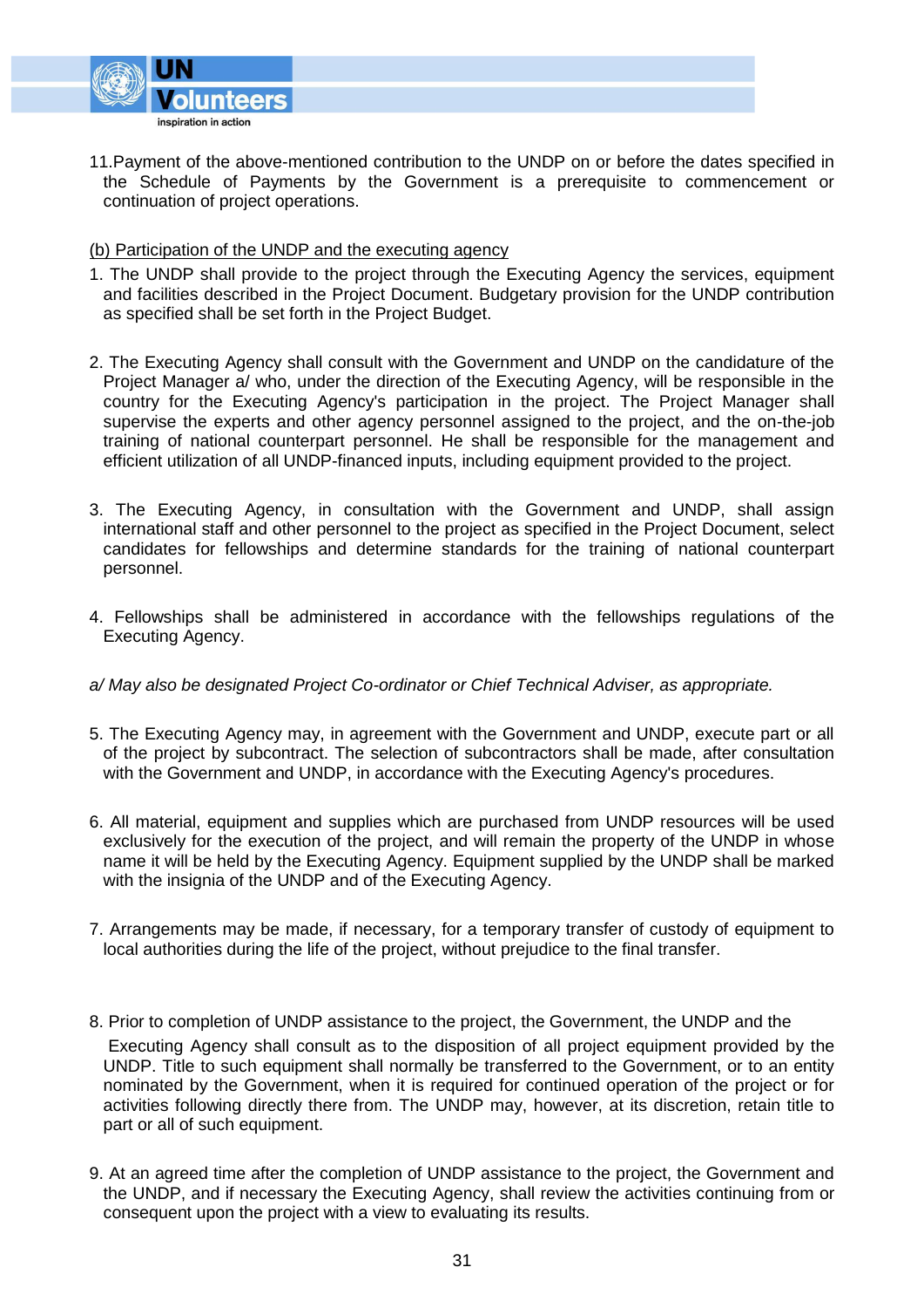11.Payment of the above-mentioned contribution to the UNDP on or before the dates specified in the Schedule of Payments by the Government is a prerequisite to commencement or continuation of project operations.

<u>(b) Participation of the UNDP and the executing agency</u>

1. The UNDP shall provide to the project through the Executing Agency the services, equipment and facilities described in the Project Document. Budgetary provision for the UNDP contribution as specified shall be set forth in the Project Budget.

2. The Executing Agency shall consult with the Government and UNDP on the candidature of the Project Manager a/ who, under the direction of the Executing Agency, will be responsible in the country for the Executing Agency's participation in the project. The Project Manager shall supervise the experts and other agency personnel assigned to the project, and the on-the-job training of national counterpart personnel. He shall be responsible for the management and efficient utilization of all UNDP-financed inputs, including equipment provided to the project.

3. The Executing Agency, in consultation with the Government and UNDP, shall assign international staff and other personnel to the project as specified in the Project Document, select candidates for fellowships and determine standards for the training of national counterpart personnel.

4. Fellowships shall be administered in accordance with the fellowships regulations of the Executing Agency.

*a/ May also be designated Project Co-ordinator or Chief Technical Adviser, as appropriate.*

5. The Executing Agency may, in agreement with the Government and UNDP, execute part or all of the project by subcontract. The selection of subcontractors shall be made, after consultation with the Government and UNDP, in accordance with the Executing Agency's procedures.

6. All material, equipment and supplies which are purchased from UNDP resources will be used exclusively for the execution of the project, and will remain the property of the UNDP in whose name it will be held by the Executing Agency. Equipment supplied by the UNDP shall be marked with the insignia of the UNDP and of the Executing Agency.

7. Arrangements may be made, if necessary, for a temporary transfer of custody of equipment to local authorities during the life of the project, without prejudice to the final transfer.

8. Prior to completion of UNDP assistance to the project, the Government, the UNDP and the Executing Agency shall consult as to the disposition of all project equipment provided by the UNDP. Title to such equipment shall normally be transferred to the Government, or to an entity nominated by the Government, when it is required for continued operation of the project or for activities following directly there from. The UNDP may, however, at its discretion, retain title to part or all of such equipment.

9. At an agreed time after the completion of UNDP assistance to the project, the Government and the UNDP, and if necessary the Executing Agency, shall review the activities continuing from or consequent upon the project with a view to evaluating its results.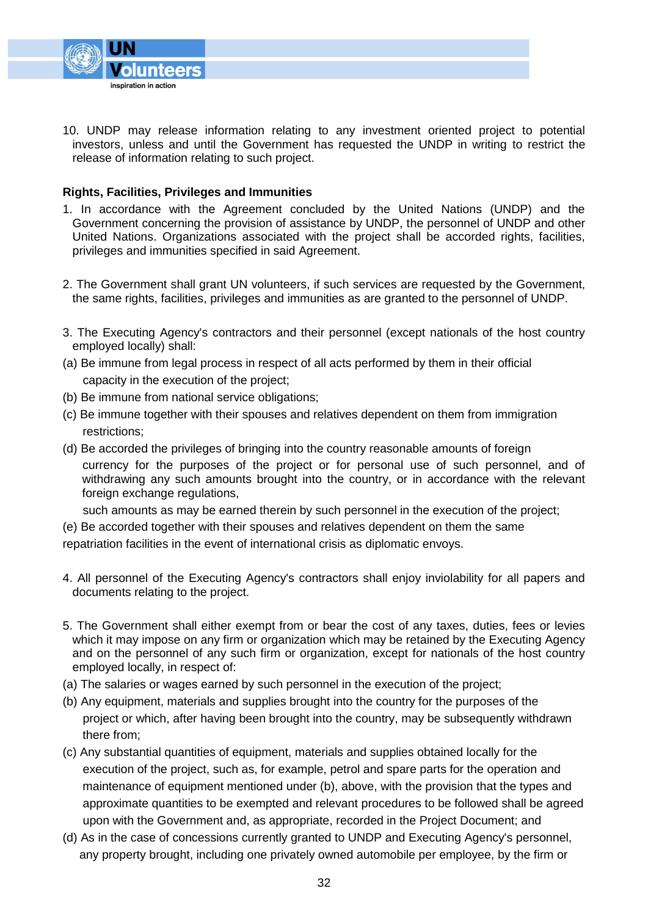10. UNDP may release information relating to any investment oriented project to potential investors, unless and until the Government has requested the UNDP in writing to restrict the release of information relating to such project.

**Rights, Facilities, Privileges and Immunities**

1. In accordance with the Agreement concluded by the United Nations (UNDP) and the Government concerning the provision of assistance by UNDP, the personnel of UNDP and other United Nations. Organizations associated with the project shall be accorded rights, facilities, privileges and immunities specified in said Agreement.

2. The Government shall grant UN volunteers, if such services are requested by the Government, the same rights, facilities, privileges and immunities as are granted to the personnel of UNDP.

3. The Executing Agency's contractors and their personnel (except nationals of the host country employed locally) shall:

(a) Be immune from legal process in respect of all acts performed by them in their official capacity in the execution of the project;

(b) Be immune from national service obligations;

(c) Be immune together with their spouses and relatives dependent on them from immigration restrictions;

(d) Be accorded the privileges of bringing into the country reasonable amounts of foreign currency for the purposes of the project or for personal use of such personnel, and of withdrawing any such amounts brought into the country, or in accordance with the relevant foreign exchange regulations,

such amounts as may be earned therein by such personnel in the execution of the project;

(e) Be accorded together with their spouses and relatives dependent on them the same repatriation facilities in the event of international crisis as diplomatic envoys.

4. All personnel of the Executing Agency's contractors shall enjoy inviolability for all papers and documents relating to the project.

5. The Government shall either exempt from or bear the cost of any taxes, duties, fees or levies which it may impose on any firm or organization which may be retained by the Executing Agency and on the personnel of any such firm or organization, except for nationals of the host country employed locally, in respect of:

(a) The salaries or wages earned by such personnel in the execution of the project;

(b) Any equipment, materials and supplies brought into the country for the purposes of the project or which, after having been brought into the country, may be subsequently withdrawn there from;

(c) Any substantial quantities of equipment, materials and supplies obtained locally for the execution of the project, such as, for example, petrol and spare parts for the operation and maintenance of equipment mentioned under (b), above, with the provision that the types and approximate quantities to be exempted and relevant procedures to be followed shall be agreed upon with the Government and, as appropriate, recorded in the Project Document; and

(d) As in the case of concessions currently granted to UNDP and Executing Agency's personnel, any property brought, including one privately owned automobile per employee, by the firm or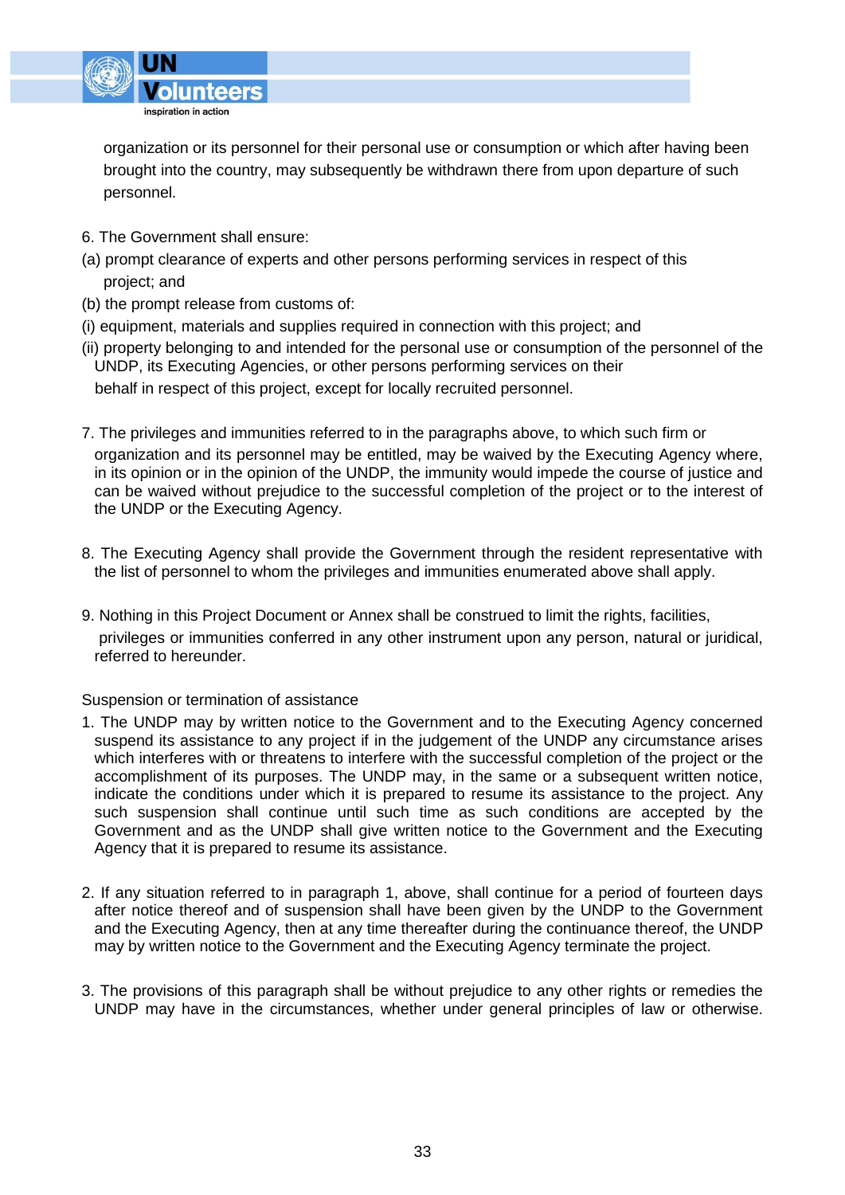organization or its personnel for their personal use or consumption or which after having been brought into the country, may subsequently be withdrawn there from upon departure of such personnel.

6. The Government shall ensure:

(a) prompt clearance of experts and other persons performing services in respect of this project; and

(b) the prompt release from customs of:

(i) equipment, materials and supplies required in connection with this project; and

(ii) property belonging to and intended for the personal use or consumption of the personnel of the UNDP, its Executing Agencies, or other persons performing services on their behalf in respect of this project, except for locally recruited personnel.

7. The privileges and immunities referred to in the paragraphs above, to which such firm or organization and its personnel may be entitled, may be waived by the Executing Agency where, in its opinion or in the opinion of the UNDP, the immunity would impede the course of justice and can be waived without prejudice to the successful completion of the project or to the interest of the UNDP or the Executing Agency.

8. The Executing Agency shall provide the Government through the resident representative with the list of personnel to whom the privileges and immunities enumerated above shall apply.

9. Nothing in this Project Document or Annex shall be construed to limit the rights, facilities, privileges or immunities conferred in any other instrument upon any person, natural or juridical, referred to hereunder.

Suspension or termination of assistance

1. The UNDP may by written notice to the Government and to the Executing Agency concerned suspend its assistance to any project if in the judgement of the UNDP any circumstance arises which interferes with or threatens to interfere with the successful completion of the project or the accomplishment of its purposes. The UNDP may, in the same or a subsequent written notice, indicate the conditions under which it is prepared to resume its assistance to the project. Any such suspension shall continue until such time as such conditions are accepted by the Government and as the UNDP shall give written notice to the Government and the Executing Agency that it is prepared to resume its assistance.

2. If any situation referred to in paragraph 1, above, shall continue for a period of fourteen days after notice thereof and of suspension shall have been given by the UNDP to the Government and the Executing Agency, then at any time thereafter during the continuance thereof, the UNDP may by written notice to the Government and the Executing Agency terminate the project.

3. The provisions of this paragraph shall be without prejudice to any other rights or remedies the UNDP may have in the circumstances, whether under general principles of law or otherwise.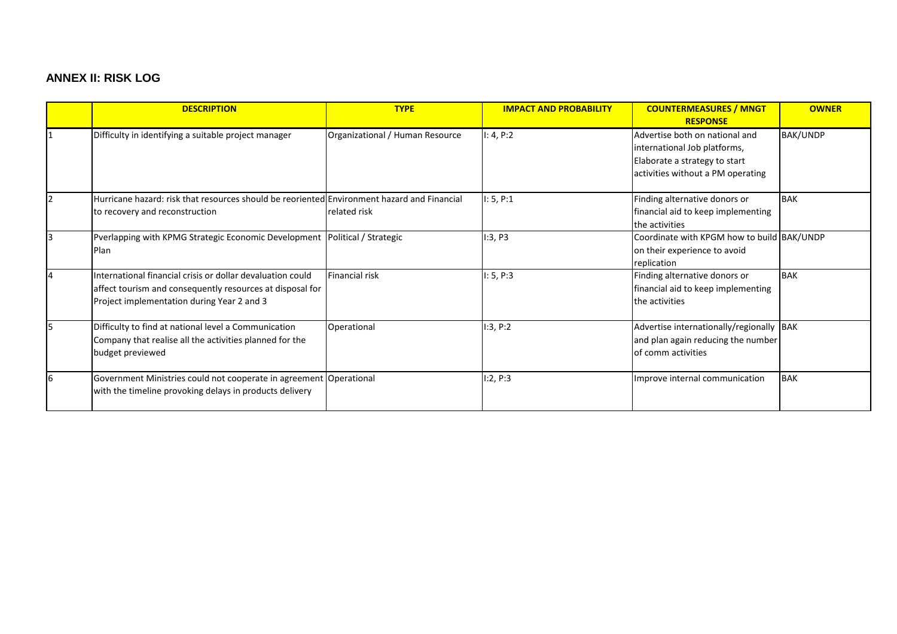## ANNEX II: RISK LOG

| | DESCRIPTION | TYPE | IMPACT AND PROBABILITY | COUNTERMEASURES / MNGT RESPONSE | OWNER |
|---|---|---|---|---|---|
| 1 | Difficulty in identifying a suitable project manager | Organizational / Human Resource | I: 4, P:2 | Advertise both on national and international Job platforms, Elaborate a strategy to start activities without a PM operating | BAK/UNDP |
| 2 | Hurricane hazard: risk that resources should be reoriented to recovery and reconstruction | Environment hazard and Financial related risk | I: 5, P:1 | Finding alternative donors or financial aid to keep implementing the activities | BAK |
| 3 | Pverlapping with KPMG Strategic Economic Development Plan | Political / Strategic | I:3, P3 | Coordinate with KPGM how to build on their experience to avoid replication | BAK/UNDP |
| 4 | International financial crisis or dollar devaluation could affect tourism and consequently resources at disposal for Project implementation during Year 2 and 3 | Financial risk | I: 5, P:3 | Finding alternative donors or financial aid to keep implementing the activities | BAK |
| 5 | Difficulty to find at national level a Communication Company that realise all the activities planned for the budget previewed | Operational | I:3, P:2 | Advertise internationally/regionally and plan again reducing the number of comm activities | BAK |
| 6 | Government Ministries could not cooperate in agreement with the timeline provoking delays in products delivery | Operational | I:2, P:3 | Improve internal communication | BAK |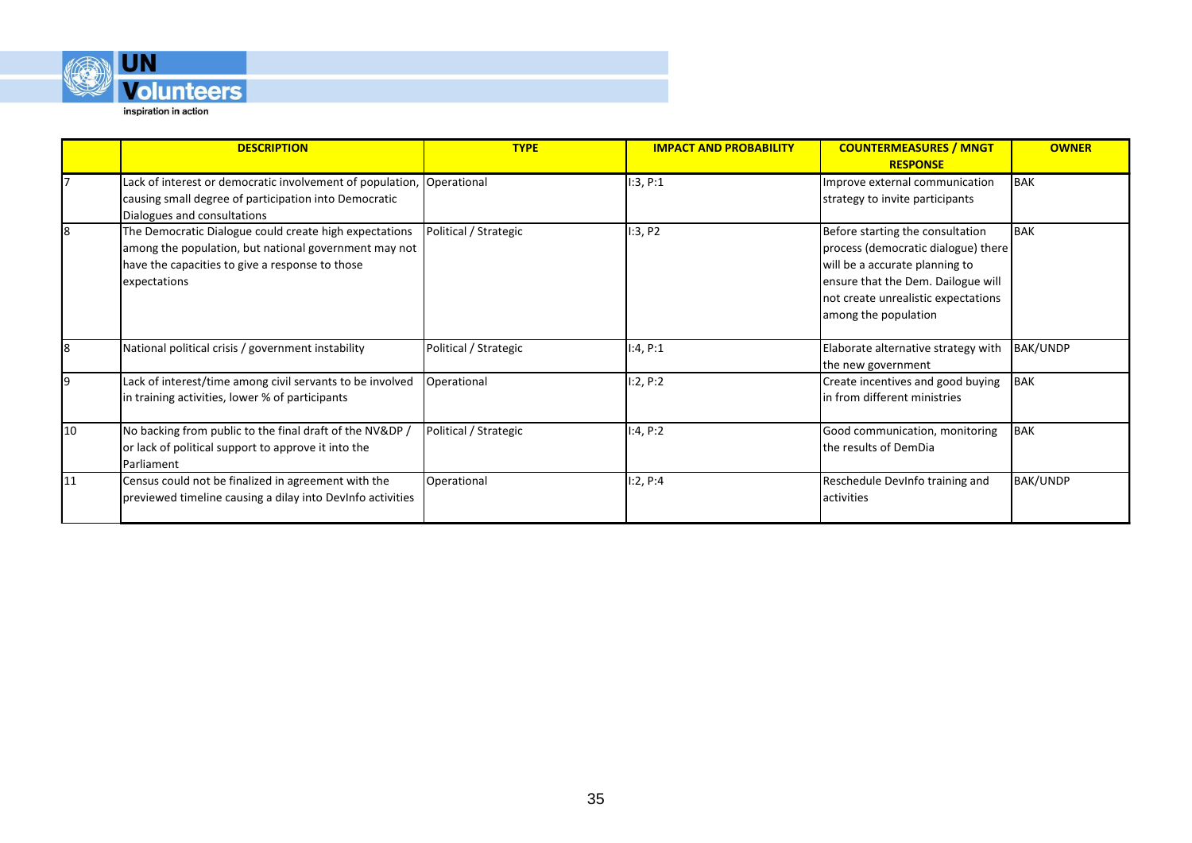| | DESCRIPTION | TYPE | IMPACT AND PROBABILITY | COUNTERMEASURES / MNGT RESPONSE | OWNER |
|---|---|---|---|---|---|
| 7 | Lack of interest or democratic involvement of population, causing small degree of participation into Democratic Dialogues and consultations | Operational | I:3, P:1 | Improve external communication strategy to invite participants | BAK |
| 8 | The Democratic Dialogue could create high expectations among the population, but national government may not have the capacities to give a response to those expectations | Political / Strategic | I:3, P2 | Before starting the consultation process (democratic dialogue) there will be a accurate planning to ensure that the Dem. Dailogue will not create unrealistic expectations among the population | BAK |
| 8 | National political crisis / government instability | Political / Strategic | I:4, P:1 | Elaborate alternative strategy with the new government | BAK/UNDP |
| 9 | Lack of interest/time among civil servants to be involved in training activities, lower % of participants | Operational | I:2, P:2 | Create incentives and good buying in from different ministries | BAK |
| 10 | No backing from public to the final draft of the NV&DP / or lack of political support to approve it into the Parliament | Political / Strategic | I:4, P:2 | Good communication, monitoring the results of DemDia | BAK |
| 11 | Census could not be finalized in agreement with the previewed timeline causing a dilay into DevInfo activities | Operational | I:2, P:4 | Reschedule DevInfo training and activities | BAK/UNDP |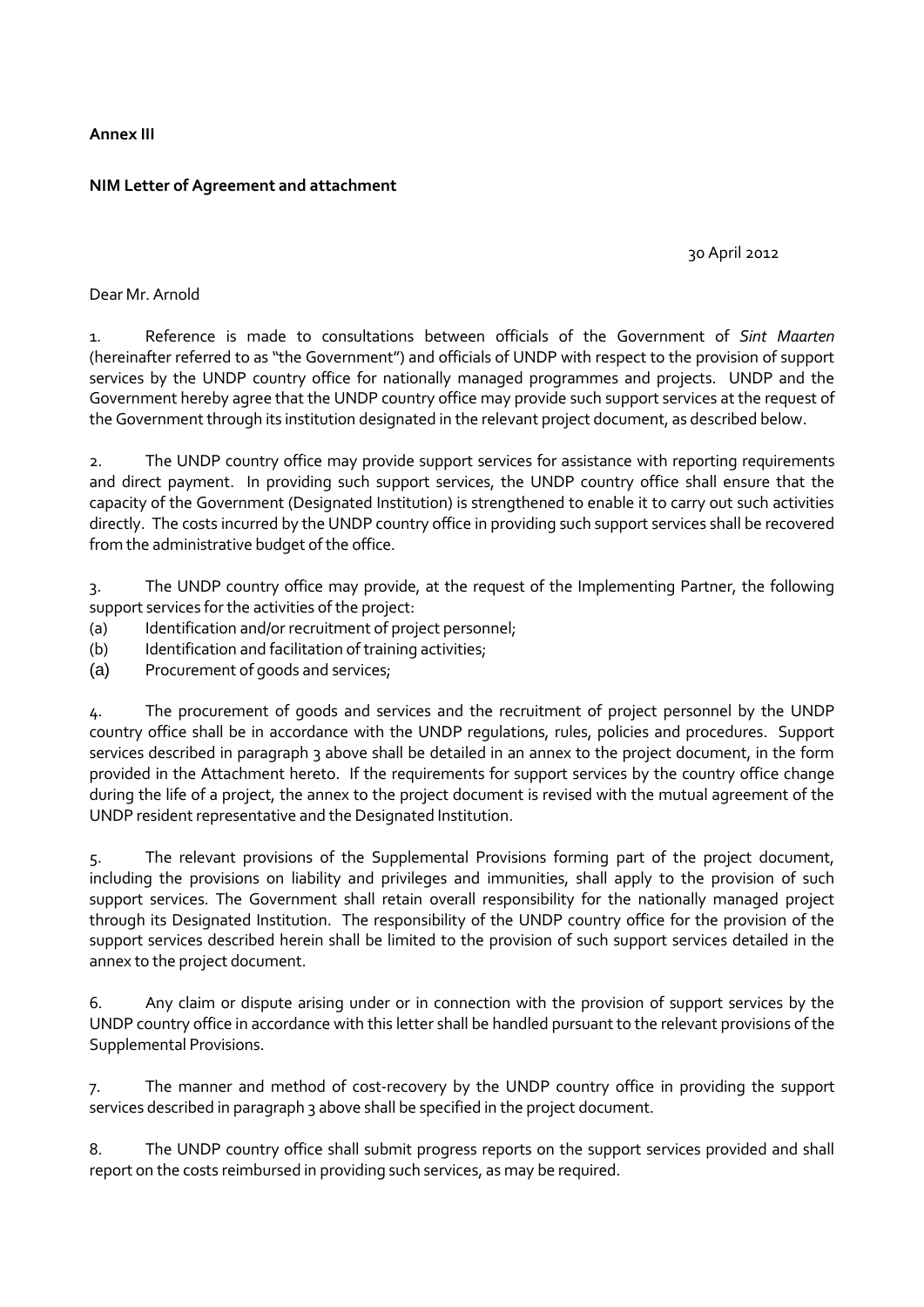**Annex III**

**NIM Letter of Agreement and attachment**

30 April 2012

Dear Mr. Arnold

1. Reference is made to consultations between officials of the Government of *Sint Maarten* (hereinafter referred to as "the Government") and officials of UNDP with respect to the provision of support services by the UNDP country office for nationally managed programmes and projects. UNDP and the Government hereby agree that the UNDP country office may provide such support services at the request of the Government through its institution designated in the relevant project document, as described below.

2. The UNDP country office may provide support services for assistance with reporting requirements and direct payment. In providing such support services, the UNDP country office shall ensure that the capacity of the Government (Designated Institution) is strengthened to enable it to carry out such activities directly. The costs incurred by the UNDP country office in providing such support services shall be recovered from the administrative budget of the office.

3. The UNDP country office may provide, at the request of the Implementing Partner, the following support services for the activities of the project:

(a) Identification and/or recruitment of project personnel;
(b) Identification and facilitation of training activities;
(a) Procurement of goods and services;

4. The procurement of goods and services and the recruitment of project personnel by the UNDP country office shall be in accordance with the UNDP regulations, rules, policies and procedures. Support services described in paragraph 3 above shall be detailed in an annex to the project document, in the form provided in the Attachment hereto. If the requirements for support services by the country office change during the life of a project, the annex to the project document is revised with the mutual agreement of the UNDP resident representative and the Designated Institution.

5. The relevant provisions of the Supplemental Provisions forming part of the project document, including the provisions on liability and privileges and immunities, shall apply to the provision of such support services. The Government shall retain overall responsibility for the nationally managed project through its Designated Institution. The responsibility of the UNDP country office for the provision of the support services described herein shall be limited to the provision of such support services detailed in the annex to the project document.

6. Any claim or dispute arising under or in connection with the provision of support services by the UNDP country office in accordance with this letter shall be handled pursuant to the relevant provisions of the Supplemental Provisions.

7. The manner and method of cost-recovery by the UNDP country office in providing the support services described in paragraph 3 above shall be specified in the project document.

8. The UNDP country office shall submit progress reports on the support services provided and shall report on the costs reimbursed in providing such services, as may be required.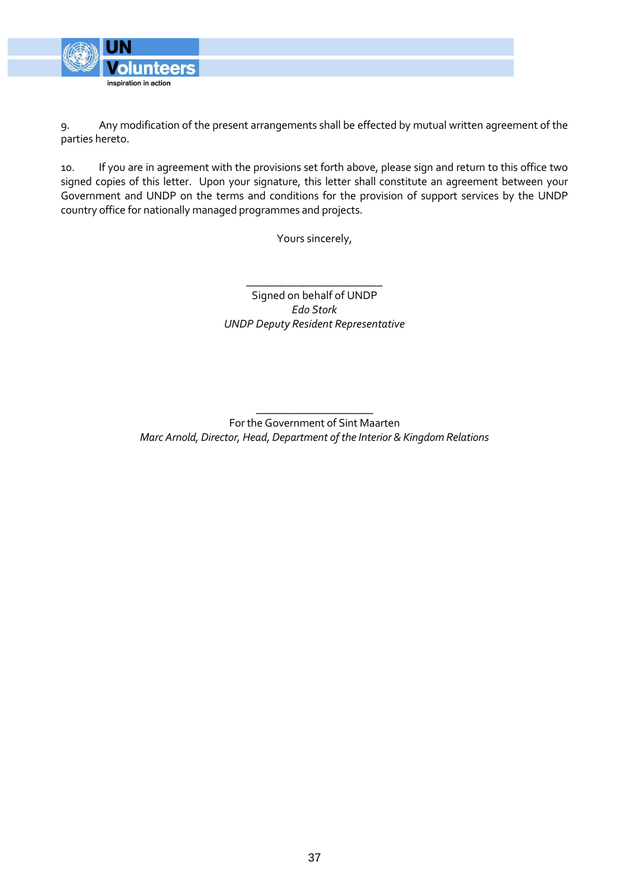9. Any modification of the present arrangements shall be effected by mutual written agreement of the parties hereto.

10. If you are in agreement with the provisions set forth above, please sign and return to this office two signed copies of this letter. Upon your signature, this letter shall constitute an agreement between your Government and UNDP on the terms and conditions for the provision of support services by the UNDP country office for nationally managed programmes and projects.

Yours sincerely,

\_\_\_\_\_\_\_\_\_\_\_\_\_\_\_\_\_\_\_\_\_\_\_\_\_\_

Signed on behalf of UNDP

*Edo Stork*

*UNDP Deputy Resident Representative*

\_\_\_\_\_\_\_\_\_\_\_\_\_\_\_\_\_\_\_\_\_\_

For the Government of Sint Maarten

*Marc Arnold, Director, Head, Department of the Interior & Kingdom Relations*